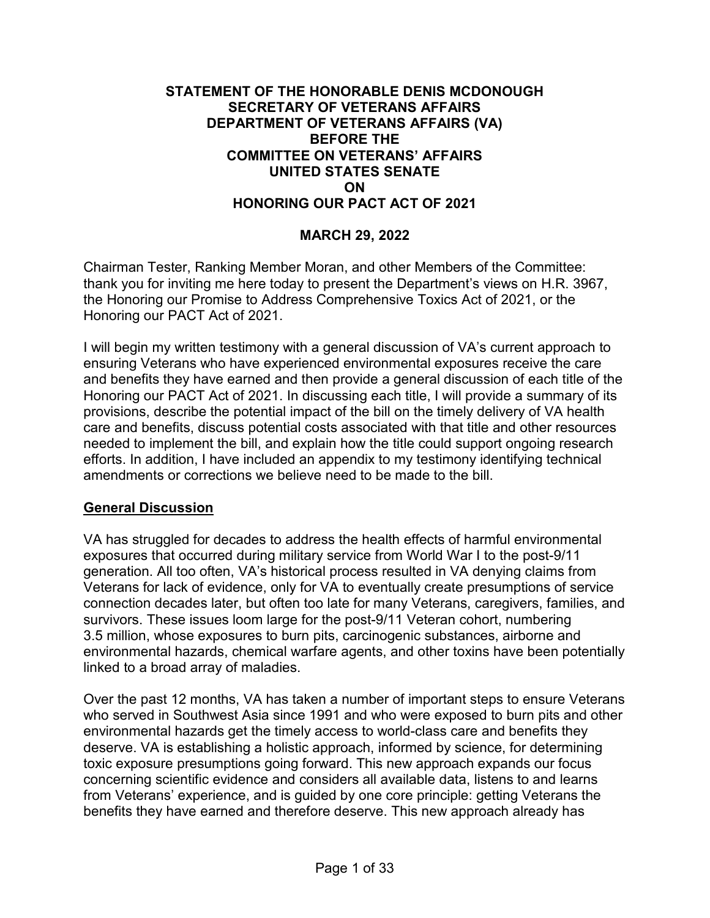**STATEMENT OF THE HONORABLE DENIS MCDONOUGH**
**SECRETARY OF VETERANS AFFAIRS**
**DEPARTMENT OF VETERANS AFFAIRS (VA)**
**BEFORE THE**
**COMMITTEE ON VETERANS' AFFAIRS**
**UNITED STATES SENATE**
**ON**
**HONORING OUR PACT ACT OF 2021**

**MARCH 29, 2022**

Chairman Tester, Ranking Member Moran, and other Members of the Committee: thank you for inviting me here today to present the Department's views on H.R. 3967, the Honoring our Promise to Address Comprehensive Toxics Act of 2021, or the Honoring our PACT Act of 2021.

I will begin my written testimony with a general discussion of VA's current approach to ensuring Veterans who have experienced environmental exposures receive the care and benefits they have earned and then provide a general discussion of each title of the Honoring our PACT Act of 2021. In discussing each title, I will provide a summary of its provisions, describe the potential impact of the bill on the timely delivery of VA health care and benefits, discuss potential costs associated with that title and other resources needed to implement the bill, and explain how the title could support ongoing research efforts. In addition, I have included an appendix to my testimony identifying technical amendments or corrections we believe need to be made to the bill.

## General Discussion

VA has struggled for decades to address the health effects of harmful environmental exposures that occurred during military service from World War I to the post-9/11 generation. All too often, VA's historical process resulted in VA denying claims from Veterans for lack of evidence, only for VA to eventually create presumptions of service connection decades later, but often too late for many Veterans, caregivers, families, and survivors. These issues loom large for the post-9/11 Veteran cohort, numbering 3.5 million, whose exposures to burn pits, carcinogenic substances, airborne and environmental hazards, chemical warfare agents, and other toxins have been potentially linked to a broad array of maladies.

Over the past 12 months, VA has taken a number of important steps to ensure Veterans who served in Southwest Asia since 1991 and who were exposed to burn pits and other environmental hazards get the timely access to world-class care and benefits they deserve. VA is establishing a holistic approach, informed by science, for determining toxic exposure presumptions going forward. This new approach expands our focus concerning scientific evidence and considers all available data, listens to and learns from Veterans' experience, and is guided by one core principle: getting Veterans the benefits they have earned and therefore deserve. This new approach already has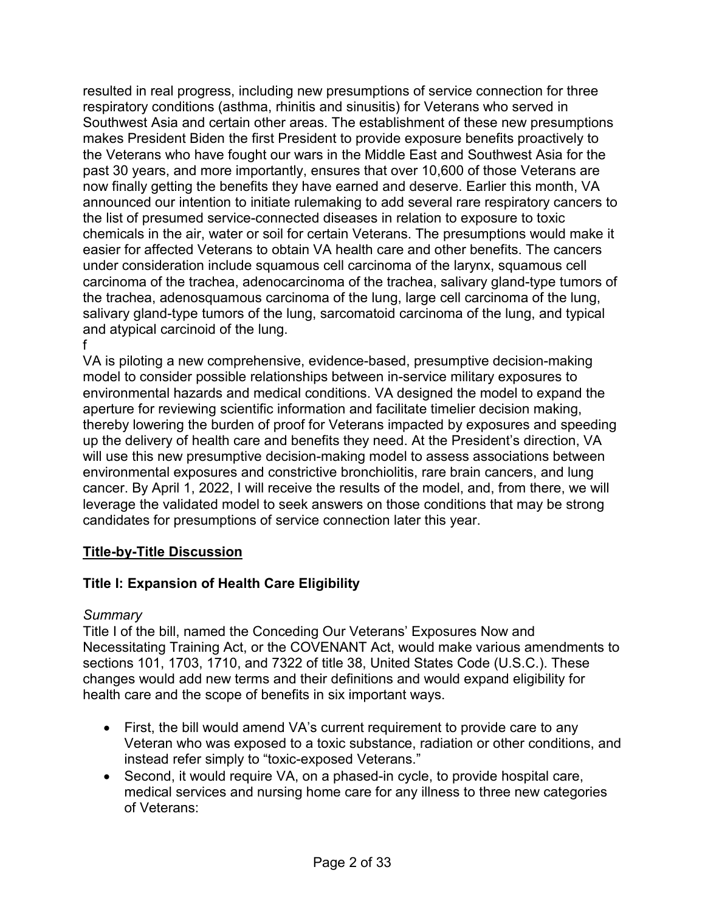resulted in real progress, including new presumptions of service connection for three respiratory conditions (asthma, rhinitis and sinusitis) for Veterans who served in Southwest Asia and certain other areas. The establishment of these new presumptions makes President Biden the first President to provide exposure benefits proactively to the Veterans who have fought our wars in the Middle East and Southwest Asia for the past 30 years, and more importantly, ensures that over 10,600 of those Veterans are now finally getting the benefits they have earned and deserve. Earlier this month, VA announced our intention to initiate rulemaking to add several rare respiratory cancers to the list of presumed service-connected diseases in relation to exposure to toxic chemicals in the air, water or soil for certain Veterans. The presumptions would make it easier for affected Veterans to obtain VA health care and other benefits. The cancers under consideration include squamous cell carcinoma of the larynx, squamous cell carcinoma of the trachea, adenocarcinoma of the trachea, salivary gland-type tumors of the trachea, adenosquamous carcinoma of the lung, large cell carcinoma of the lung, salivary gland-type tumors of the lung, sarcomatoid carcinoma of the lung, and typical and atypical carcinoid of the lung.
f

VA is piloting a new comprehensive, evidence-based, presumptive decision-making model to consider possible relationships between in-service military exposures to environmental hazards and medical conditions. VA designed the model to expand the aperture for reviewing scientific information and facilitate timelier decision making, thereby lowering the burden of proof for Veterans impacted by exposures and speeding up the delivery of health care and benefits they need. At the President's direction, VA will use this new presumptive decision-making model to assess associations between environmental exposures and constrictive bronchiolitis, rare brain cancers, and lung cancer. By April 1, 2022, I will receive the results of the model, and, from there, we will leverage the validated model to seek answers on those conditions that may be strong candidates for presumptions of service connection later this year.

## Title-by-Title Discussion

### Title I: Expansion of Health Care Eligibility

*Summary*
Title I of the bill, named the Conceding Our Veterans' Exposures Now and Necessitating Training Act, or the COVENANT Act, would make various amendments to sections 101, 1703, 1710, and 7322 of title 38, United States Code (U.S.C.). These changes would add new terms and their definitions and would expand eligibility for health care and the scope of benefits in six important ways.

- First, the bill would amend VA's current requirement to provide care to any Veteran who was exposed to a toxic substance, radiation or other conditions, and instead refer simply to "toxic-exposed Veterans."
- Second, it would require VA, on a phased-in cycle, to provide hospital care, medical services and nursing home care for any illness to three new categories of Veterans: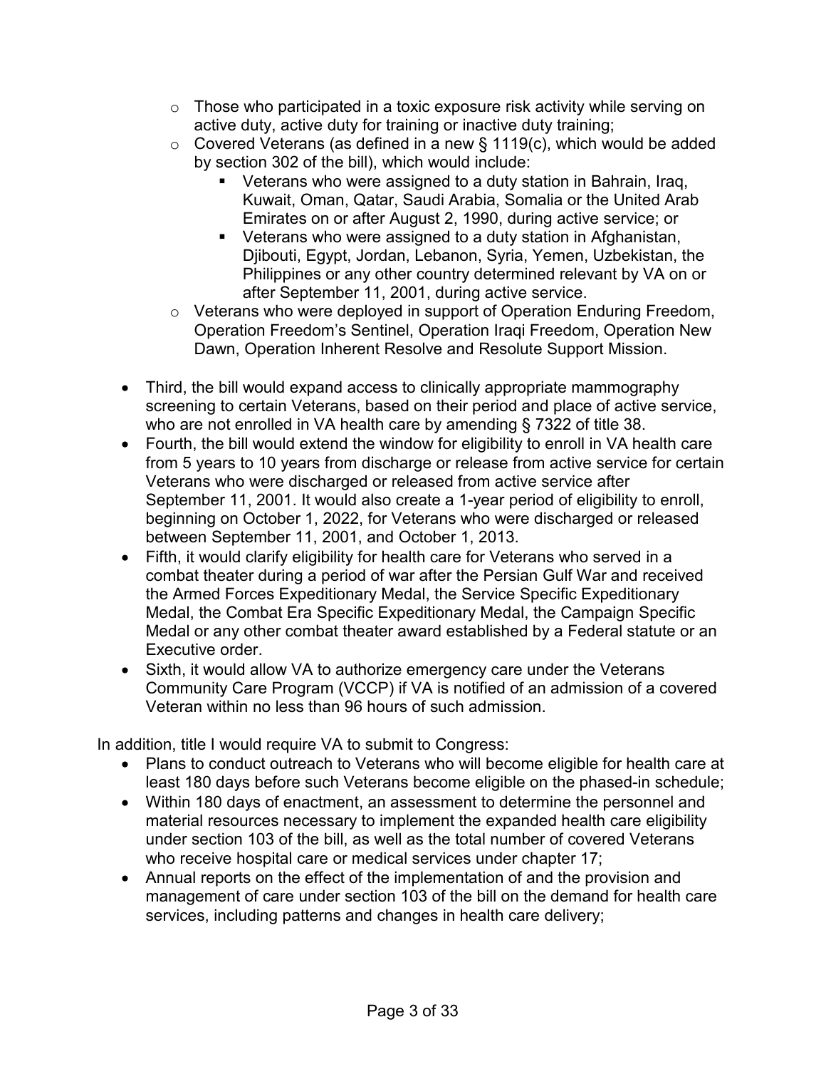- Those who participated in a toxic exposure risk activity while serving on active duty, active duty for training or inactive duty training;
  - Covered Veterans (as defined in a new § 1119(c), which would be added by section 302 of the bill), which would include:
    - Veterans who were assigned to a duty station in Bahrain, Iraq, Kuwait, Oman, Qatar, Saudi Arabia, Somalia or the United Arab Emirates on or after August 2, 1990, during active service; or
    - Veterans who were assigned to a duty station in Afghanistan, Djibouti, Egypt, Jordan, Lebanon, Syria, Yemen, Uzbekistan, the Philippines or any other country determined relevant by VA on or after September 11, 2001, during active service.
  - Veterans who were deployed in support of Operation Enduring Freedom, Operation Freedom's Sentinel, Operation Iraqi Freedom, Operation New Dawn, Operation Inherent Resolve and Resolute Support Mission.

- Third, the bill would expand access to clinically appropriate mammography screening to certain Veterans, based on their period and place of active service, who are not enrolled in VA health care by amending § 7322 of title 38.
- Fourth, the bill would extend the window for eligibility to enroll in VA health care from 5 years to 10 years from discharge or release from active service for certain Veterans who were discharged or released from active service after September 11, 2001. It would also create a 1-year period of eligibility to enroll, beginning on October 1, 2022, for Veterans who were discharged or released between September 11, 2001, and October 1, 2013.
- Fifth, it would clarify eligibility for health care for Veterans who served in a combat theater during a period of war after the Persian Gulf War and received the Armed Forces Expeditionary Medal, the Service Specific Expeditionary Medal, the Combat Era Specific Expeditionary Medal, the Campaign Specific Medal or any other combat theater award established by a Federal statute or an Executive order.
- Sixth, it would allow VA to authorize emergency care under the Veterans Community Care Program (VCCP) if VA is notified of an admission of a covered Veteran within no less than 96 hours of such admission.

In addition, title I would require VA to submit to Congress:

- Plans to conduct outreach to Veterans who will become eligible for health care at least 180 days before such Veterans become eligible on the phased-in schedule;
- Within 180 days of enactment, an assessment to determine the personnel and material resources necessary to implement the expanded health care eligibility under section 103 of the bill, as well as the total number of covered Veterans who receive hospital care or medical services under chapter 17;
- Annual reports on the effect of the implementation of and the provision and management of care under section 103 of the bill on the demand for health care services, including patterns and changes in health care delivery;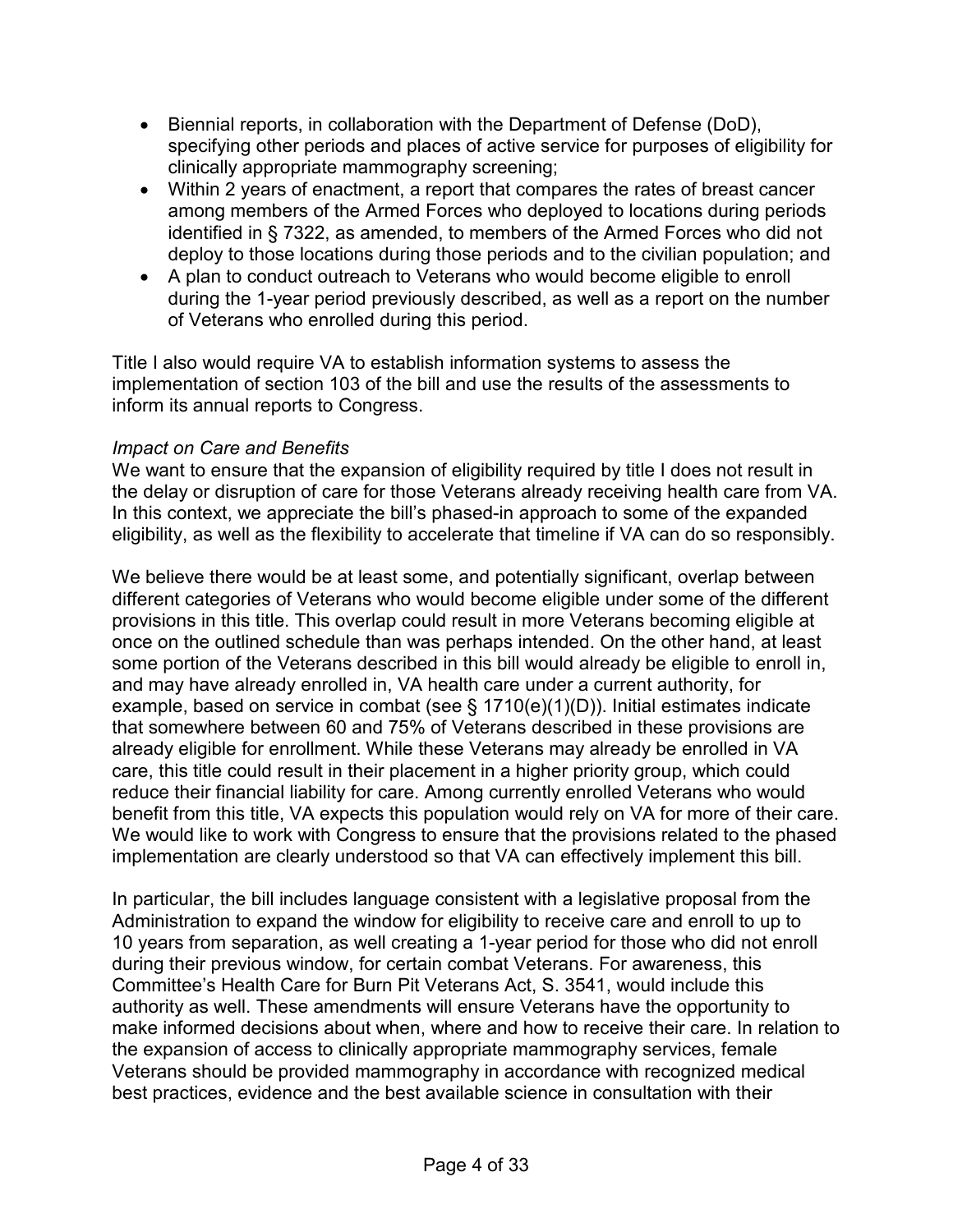- Biennial reports, in collaboration with the Department of Defense (DoD), specifying other periods and places of active service for purposes of eligibility for clinically appropriate mammography screening;
- Within 2 years of enactment, a report that compares the rates of breast cancer among members of the Armed Forces who deployed to locations during periods identified in § 7322, as amended, to members of the Armed Forces who did not deploy to those locations during those periods and to the civilian population; and
- A plan to conduct outreach to Veterans who would become eligible to enroll during the 1-year period previously described, as well as a report on the number of Veterans who enrolled during this period.

Title I also would require VA to establish information systems to assess the implementation of section 103 of the bill and use the results of the assessments to inform its annual reports to Congress.

*Impact on Care and Benefits*

We want to ensure that the expansion of eligibility required by title I does not result in the delay or disruption of care for those Veterans already receiving health care from VA. In this context, we appreciate the bill's phased-in approach to some of the expanded eligibility, as well as the flexibility to accelerate that timeline if VA can do so responsibly.

We believe there would be at least some, and potentially significant, overlap between different categories of Veterans who would become eligible under some of the different provisions in this title. This overlap could result in more Veterans becoming eligible at once on the outlined schedule than was perhaps intended. On the other hand, at least some portion of the Veterans described in this bill would already be eligible to enroll in, and may have already enrolled in, VA health care under a current authority, for example, based on service in combat (see § 1710(e)(1)(D)). Initial estimates indicate that somewhere between 60 and 75% of Veterans described in these provisions are already eligible for enrollment. While these Veterans may already be enrolled in VA care, this title could result in their placement in a higher priority group, which could reduce their financial liability for care. Among currently enrolled Veterans who would benefit from this title, VA expects this population would rely on VA for more of their care. We would like to work with Congress to ensure that the provisions related to the phased implementation are clearly understood so that VA can effectively implement this bill.

In particular, the bill includes language consistent with a legislative proposal from the Administration to expand the window for eligibility to receive care and enroll to up to 10 years from separation, as well creating a 1-year period for those who did not enroll during their previous window, for certain combat Veterans. For awareness, this Committee's Health Care for Burn Pit Veterans Act, S. 3541, would include this authority as well. These amendments will ensure Veterans have the opportunity to make informed decisions about when, where and how to receive their care. In relation to the expansion of access to clinically appropriate mammography services, female Veterans should be provided mammography in accordance with recognized medical best practices, evidence and the best available science in consultation with their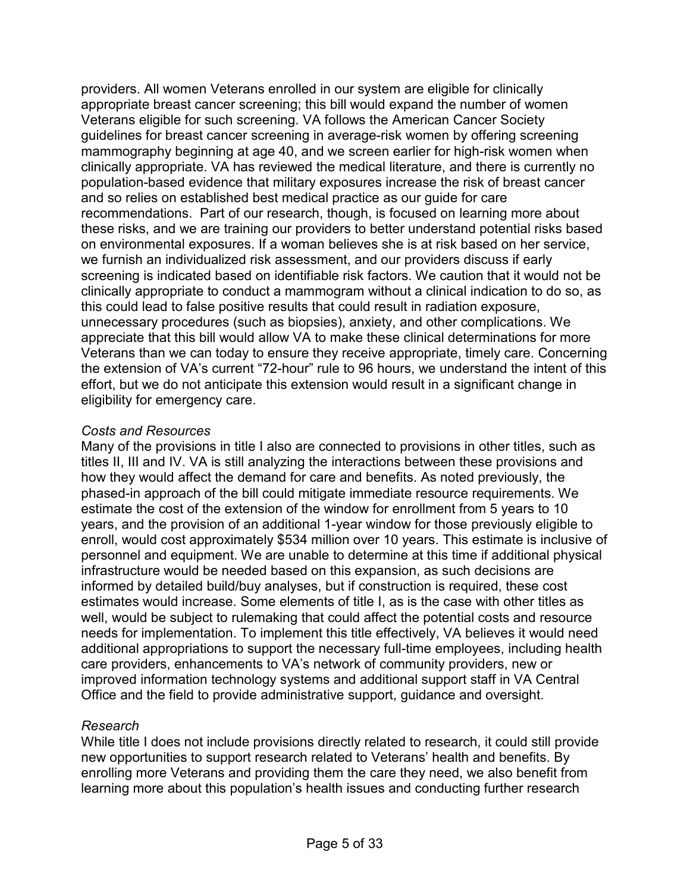providers. All women Veterans enrolled in our system are eligible for clinically appropriate breast cancer screening; this bill would expand the number of women Veterans eligible for such screening. VA follows the American Cancer Society guidelines for breast cancer screening in average-risk women by offering screening mammography beginning at age 40, and we screen earlier for high-risk women when clinically appropriate. VA has reviewed the medical literature, and there is currently no population-based evidence that military exposures increase the risk of breast cancer and so relies on established best medical practice as our guide for care recommendations. Part of our research, though, is focused on learning more about these risks, and we are training our providers to better understand potential risks based on environmental exposures. If a woman believes she is at risk based on her service, we furnish an individualized risk assessment, and our providers discuss if early screening is indicated based on identifiable risk factors. We caution that it would not be clinically appropriate to conduct a mammogram without a clinical indication to do so, as this could lead to false positive results that could result in radiation exposure, unnecessary procedures (such as biopsies), anxiety, and other complications. We appreciate that this bill would allow VA to make these clinical determinations for more Veterans than we can today to ensure they receive appropriate, timely care. Concerning the extension of VA's current "72-hour" rule to 96 hours, we understand the intent of this effort, but we do not anticipate this extension would result in a significant change in eligibility for emergency care.

*Costs and Resources*

Many of the provisions in title I also are connected to provisions in other titles, such as titles II, III and IV. VA is still analyzing the interactions between these provisions and how they would affect the demand for care and benefits. As noted previously, the phased-in approach of the bill could mitigate immediate resource requirements. We estimate the cost of the extension of the window for enrollment from 5 years to 10 years, and the provision of an additional 1-year window for those previously eligible to enroll, would cost approximately $534 million over 10 years. This estimate is inclusive of personnel and equipment. We are unable to determine at this time if additional physical infrastructure would be needed based on this expansion, as such decisions are informed by detailed build/buy analyses, but if construction is required, these cost estimates would increase. Some elements of title I, as is the case with other titles as well, would be subject to rulemaking that could affect the potential costs and resource needs for implementation. To implement this title effectively, VA believes it would need additional appropriations to support the necessary full-time employees, including health care providers, enhancements to VA's network of community providers, new or improved information technology systems and additional support staff in VA Central Office and the field to provide administrative support, guidance and oversight.

*Research*

While title I does not include provisions directly related to research, it could still provide new opportunities to support research related to Veterans' health and benefits. By enrolling more Veterans and providing them the care they need, we also benefit from learning more about this population's health issues and conducting further research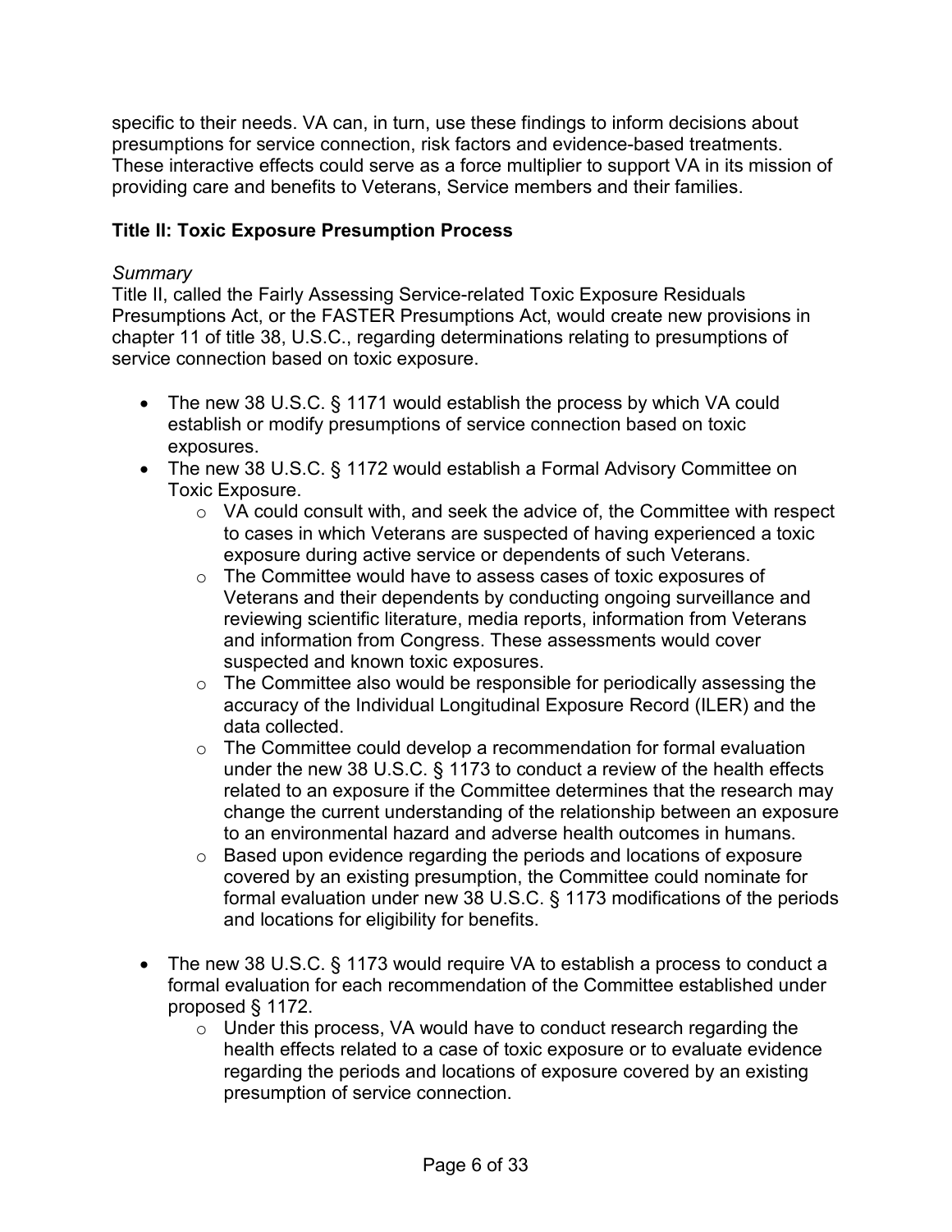specific to their needs. VA can, in turn, use these findings to inform decisions about presumptions for service connection, risk factors and evidence-based treatments. These interactive effects could serve as a force multiplier to support VA in its mission of providing care and benefits to Veterans, Service members and their families.

**Title II: Toxic Exposure Presumption Process**

*Summary*

Title II, called the Fairly Assessing Service-related Toxic Exposure Residuals Presumptions Act, or the FASTER Presumptions Act, would create new provisions in chapter 11 of title 38, U.S.C., regarding determinations relating to presumptions of service connection based on toxic exposure.

- The new 38 U.S.C. § 1171 would establish the process by which VA could establish or modify presumptions of service connection based on toxic exposures.
- The new 38 U.S.C. § 1172 would establish a Formal Advisory Committee on Toxic Exposure.
  - VA could consult with, and seek the advice of, the Committee with respect to cases in which Veterans are suspected of having experienced a toxic exposure during active service or dependents of such Veterans.
  - The Committee would have to assess cases of toxic exposures of Veterans and their dependents by conducting ongoing surveillance and reviewing scientific literature, media reports, information from Veterans and information from Congress. These assessments would cover suspected and known toxic exposures.
  - The Committee also would be responsible for periodically assessing the accuracy of the Individual Longitudinal Exposure Record (ILER) and the data collected.
  - The Committee could develop a recommendation for formal evaluation under the new 38 U.S.C. § 1173 to conduct a review of the health effects related to an exposure if the Committee determines that the research may change the current understanding of the relationship between an exposure to an environmental hazard and adverse health outcomes in humans.
  - Based upon evidence regarding the periods and locations of exposure covered by an existing presumption, the Committee could nominate for formal evaluation under new 38 U.S.C. § 1173 modifications of the periods and locations for eligibility for benefits.
- The new 38 U.S.C. § 1173 would require VA to establish a process to conduct a formal evaluation for each recommendation of the Committee established under proposed § 1172.
  - Under this process, VA would have to conduct research regarding the health effects related to a case of toxic exposure or to evaluate evidence regarding the periods and locations of exposure covered by an existing presumption of service connection.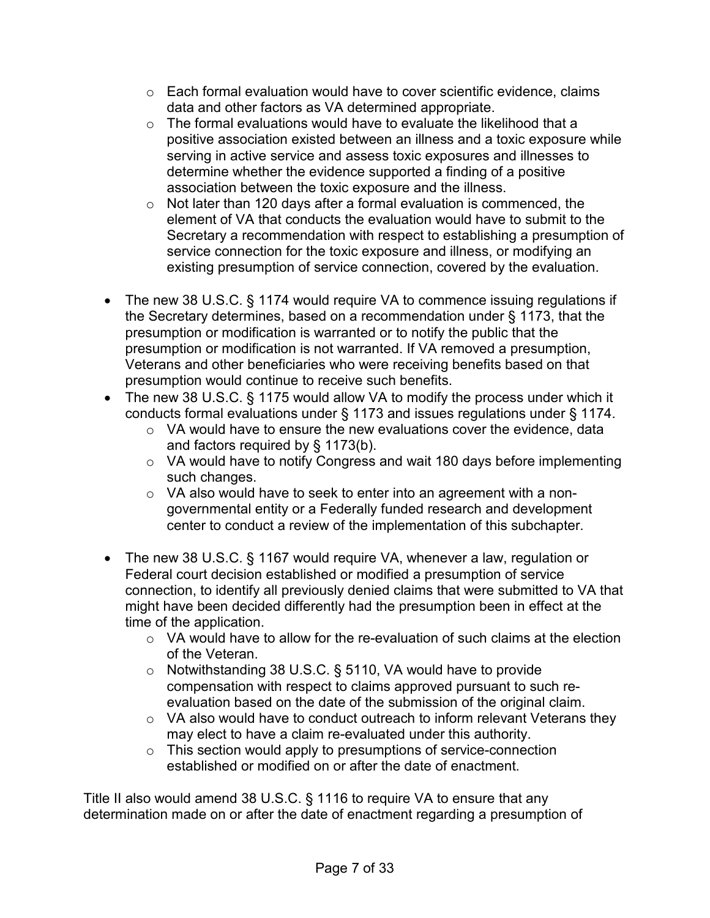- Each formal evaluation would have to cover scientific evidence, claims data and other factors as VA determined appropriate.
  - The formal evaluations would have to evaluate the likelihood that a positive association existed between an illness and a toxic exposure while serving in active service and assess toxic exposures and illnesses to determine whether the evidence supported a finding of a positive association between the toxic exposure and the illness.
  - Not later than 120 days after a formal evaluation is commenced, the element of VA that conducts the evaluation would have to submit to the Secretary a recommendation with respect to establishing a presumption of service connection for the toxic exposure and illness, or modifying an existing presumption of service connection, covered by the evaluation.

- The new 38 U.S.C. § 1174 would require VA to commence issuing regulations if the Secretary determines, based on a recommendation under § 1173, that the presumption or modification is warranted or to notify the public that the presumption or modification is not warranted. If VA removed a presumption, Veterans and other beneficiaries who were receiving benefits based on that presumption would continue to receive such benefits.
- The new 38 U.S.C. § 1175 would allow VA to modify the process under which it conducts formal evaluations under § 1173 and issues regulations under § 1174.
  - VA would have to ensure the new evaluations cover the evidence, data and factors required by § 1173(b).
  - VA would have to notify Congress and wait 180 days before implementing such changes.
  - VA also would have to seek to enter into an agreement with a non-governmental entity or a Federally funded research and development center to conduct a review of the implementation of this subchapter.

- The new 38 U.S.C. § 1167 would require VA, whenever a law, regulation or Federal court decision established or modified a presumption of service connection, to identify all previously denied claims that were submitted to VA that might have been decided differently had the presumption been in effect at the time of the application.
  - VA would have to allow for the re-evaluation of such claims at the election of the Veteran.
  - Notwithstanding 38 U.S.C. § 5110, VA would have to provide compensation with respect to claims approved pursuant to such re-evaluation based on the date of the submission of the original claim.
  - VA also would have to conduct outreach to inform relevant Veterans they may elect to have a claim re-evaluated under this authority.
  - This section would apply to presumptions of service-connection established or modified on or after the date of enactment.

Title II also would amend 38 U.S.C. § 1116 to require VA to ensure that any determination made on or after the date of enactment regarding a presumption of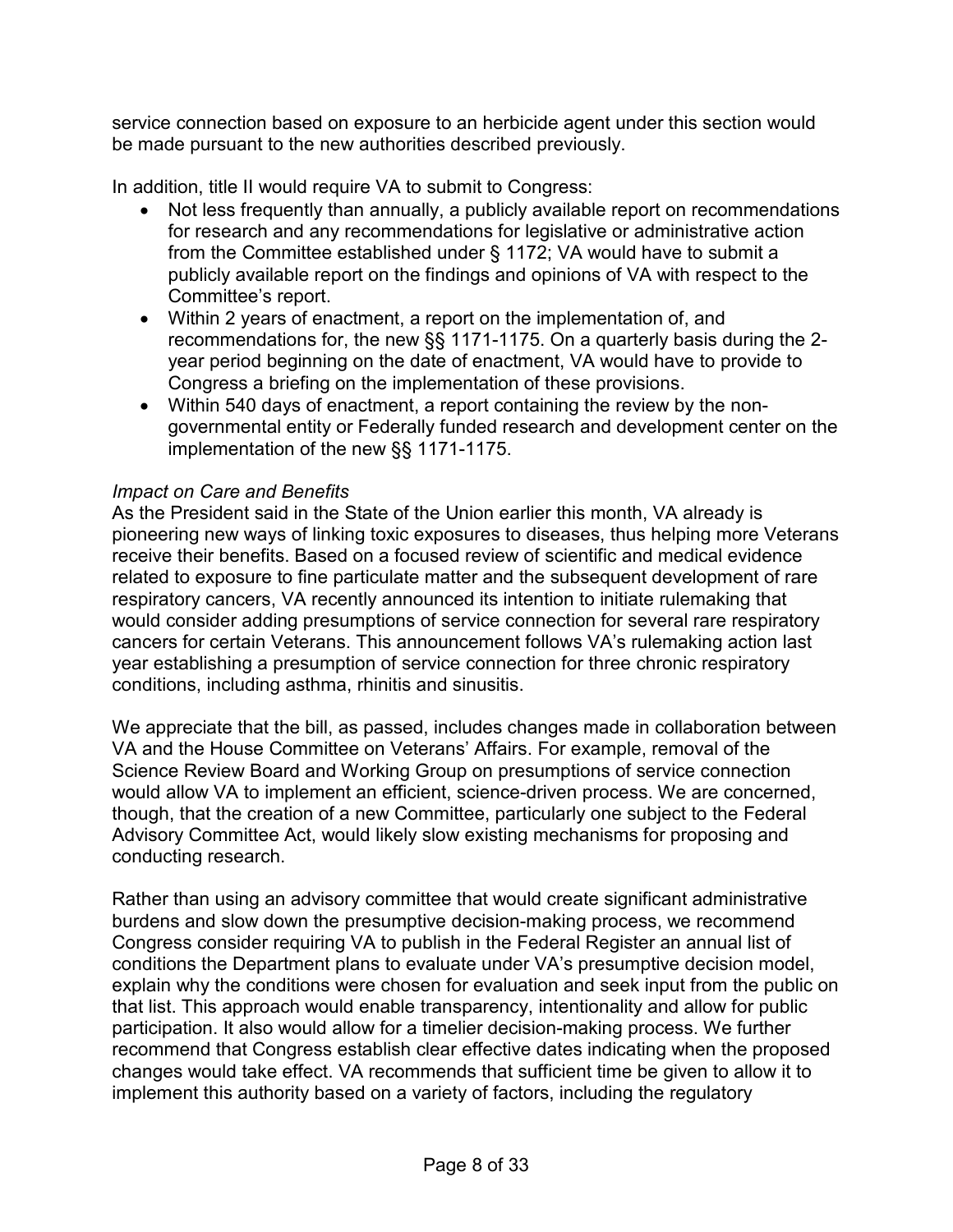service connection based on exposure to an herbicide agent under this section would be made pursuant to the new authorities described previously.

In addition, title II would require VA to submit to Congress:

- Not less frequently than annually, a publicly available report on recommendations for research and any recommendations for legislative or administrative action from the Committee established under § 1172; VA would have to submit a publicly available report on the findings and opinions of VA with respect to the Committee's report.
- Within 2 years of enactment, a report on the implementation of, and recommendations for, the new §§ 1171-1175. On a quarterly basis during the 2-year period beginning on the date of enactment, VA would have to provide to Congress a briefing on the implementation of these provisions.
- Within 540 days of enactment, a report containing the review by the non-governmental entity or Federally funded research and development center on the implementation of the new §§ 1171-1175.

*Impact on Care and Benefits*

As the President said in the State of the Union earlier this month, VA already is pioneering new ways of linking toxic exposures to diseases, thus helping more Veterans receive their benefits. Based on a focused review of scientific and medical evidence related to exposure to fine particulate matter and the subsequent development of rare respiratory cancers, VA recently announced its intention to initiate rulemaking that would consider adding presumptions of service connection for several rare respiratory cancers for certain Veterans. This announcement follows VA's rulemaking action last year establishing a presumption of service connection for three chronic respiratory conditions, including asthma, rhinitis and sinusitis.

We appreciate that the bill, as passed, includes changes made in collaboration between VA and the House Committee on Veterans' Affairs. For example, removal of the Science Review Board and Working Group on presumptions of service connection would allow VA to implement an efficient, science-driven process. We are concerned, though, that the creation of a new Committee, particularly one subject to the Federal Advisory Committee Act, would likely slow existing mechanisms for proposing and conducting research.

Rather than using an advisory committee that would create significant administrative burdens and slow down the presumptive decision-making process, we recommend Congress consider requiring VA to publish in the Federal Register an annual list of conditions the Department plans to evaluate under VA's presumptive decision model, explain why the conditions were chosen for evaluation and seek input from the public on that list. This approach would enable transparency, intentionality and allow for public participation. It also would allow for a timelier decision-making process. We further recommend that Congress establish clear effective dates indicating when the proposed changes would take effect. VA recommends that sufficient time be given to allow it to implement this authority based on a variety of factors, including the regulatory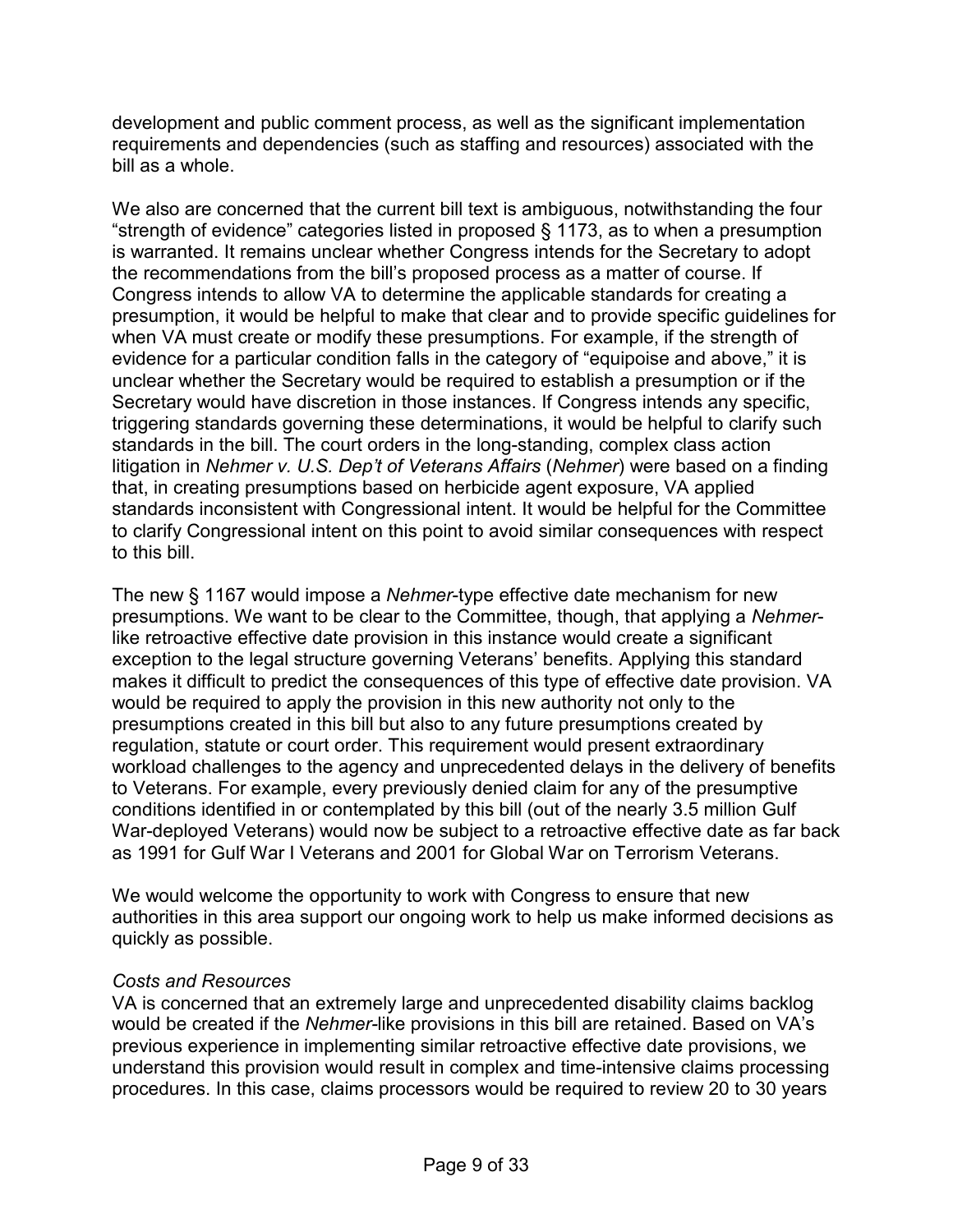development and public comment process, as well as the significant implementation requirements and dependencies (such as staffing and resources) associated with the bill as a whole.

We also are concerned that the current bill text is ambiguous, notwithstanding the four "strength of evidence" categories listed in proposed § 1173, as to when a presumption is warranted. It remains unclear whether Congress intends for the Secretary to adopt the recommendations from the bill's proposed process as a matter of course. If Congress intends to allow VA to determine the applicable standards for creating a presumption, it would be helpful to make that clear and to provide specific guidelines for when VA must create or modify these presumptions. For example, if the strength of evidence for a particular condition falls in the category of "equipoise and above," it is unclear whether the Secretary would be required to establish a presumption or if the Secretary would have discretion in those instances. If Congress intends any specific, triggering standards governing these determinations, it would be helpful to clarify such standards in the bill. The court orders in the long-standing, complex class action litigation in *Nehmer v. U.S. Dep't of Veterans Affairs* (*Nehmer*) were based on a finding that, in creating presumptions based on herbicide agent exposure, VA applied standards inconsistent with Congressional intent. It would be helpful for the Committee to clarify Congressional intent on this point to avoid similar consequences with respect to this bill.

The new § 1167 would impose a *Nehmer*-type effective date mechanism for new presumptions. We want to be clear to the Committee, though, that applying a *Nehmer*-like retroactive effective date provision in this instance would create a significant exception to the legal structure governing Veterans' benefits. Applying this standard makes it difficult to predict the consequences of this type of effective date provision. VA would be required to apply the provision in this new authority not only to the presumptions created in this bill but also to any future presumptions created by regulation, statute or court order. This requirement would present extraordinary workload challenges to the agency and unprecedented delays in the delivery of benefits to Veterans. For example, every previously denied claim for any of the presumptive conditions identified in or contemplated by this bill (out of the nearly 3.5 million Gulf War-deployed Veterans) would now be subject to a retroactive effective date as far back as 1991 for Gulf War I Veterans and 2001 for Global War on Terrorism Veterans.

We would welcome the opportunity to work with Congress to ensure that new authorities in this area support our ongoing work to help us make informed decisions as quickly as possible.

*Costs and Resources*

VA is concerned that an extremely large and unprecedented disability claims backlog would be created if the *Nehmer*-like provisions in this bill are retained. Based on VA's previous experience in implementing similar retroactive effective date provisions, we understand this provision would result in complex and time-intensive claims processing procedures. In this case, claims processors would be required to review 20 to 30 years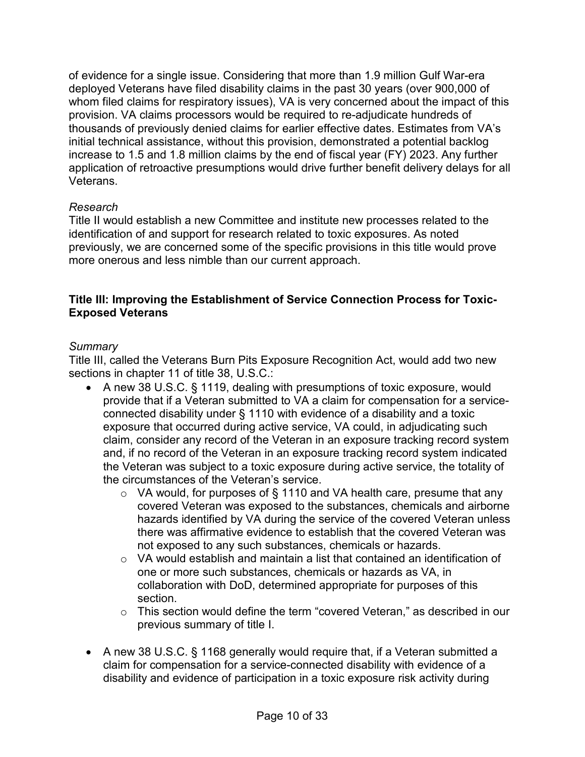of evidence for a single issue. Considering that more than 1.9 million Gulf War-era deployed Veterans have filed disability claims in the past 30 years (over 900,000 of whom filed claims for respiratory issues), VA is very concerned about the impact of this provision. VA claims processors would be required to re-adjudicate hundreds of thousands of previously denied claims for earlier effective dates. Estimates from VA's initial technical assistance, without this provision, demonstrated a potential backlog increase to 1.5 and 1.8 million claims by the end of fiscal year (FY) 2023. Any further application of retroactive presumptions would drive further benefit delivery delays for all Veterans.

*Research*

Title II would establish a new Committee and institute new processes related to the identification of and support for research related to toxic exposures. As noted previously, we are concerned some of the specific provisions in this title would prove more onerous and less nimble than our current approach.

**Title III: Improving the Establishment of Service Connection Process for Toxic-Exposed Veterans**

*Summary*

Title III, called the Veterans Burn Pits Exposure Recognition Act, would add two new sections in chapter 11 of title 38, U.S.C.:

- A new 38 U.S.C. § 1119, dealing with presumptions of toxic exposure, would provide that if a Veteran submitted to VA a claim for compensation for a service-connected disability under § 1110 with evidence of a disability and a toxic exposure that occurred during active service, VA could, in adjudicating such claim, consider any record of the Veteran in an exposure tracking record system and, if no record of the Veteran in an exposure tracking record system indicated the Veteran was subject to a toxic exposure during active service, the totality of the circumstances of the Veteran's service.
  - VA would, for purposes of § 1110 and VA health care, presume that any covered Veteran was exposed to the substances, chemicals and airborne hazards identified by VA during the service of the covered Veteran unless there was affirmative evidence to establish that the covered Veteran was not exposed to any such substances, chemicals or hazards.
  - VA would establish and maintain a list that contained an identification of one or more such substances, chemicals or hazards as VA, in collaboration with DoD, determined appropriate for purposes of this section.
  - This section would define the term "covered Veteran," as described in our previous summary of title I.

- A new 38 U.S.C. § 1168 generally would require that, if a Veteran submitted a claim for compensation for a service-connected disability with evidence of a disability and evidence of participation in a toxic exposure risk activity during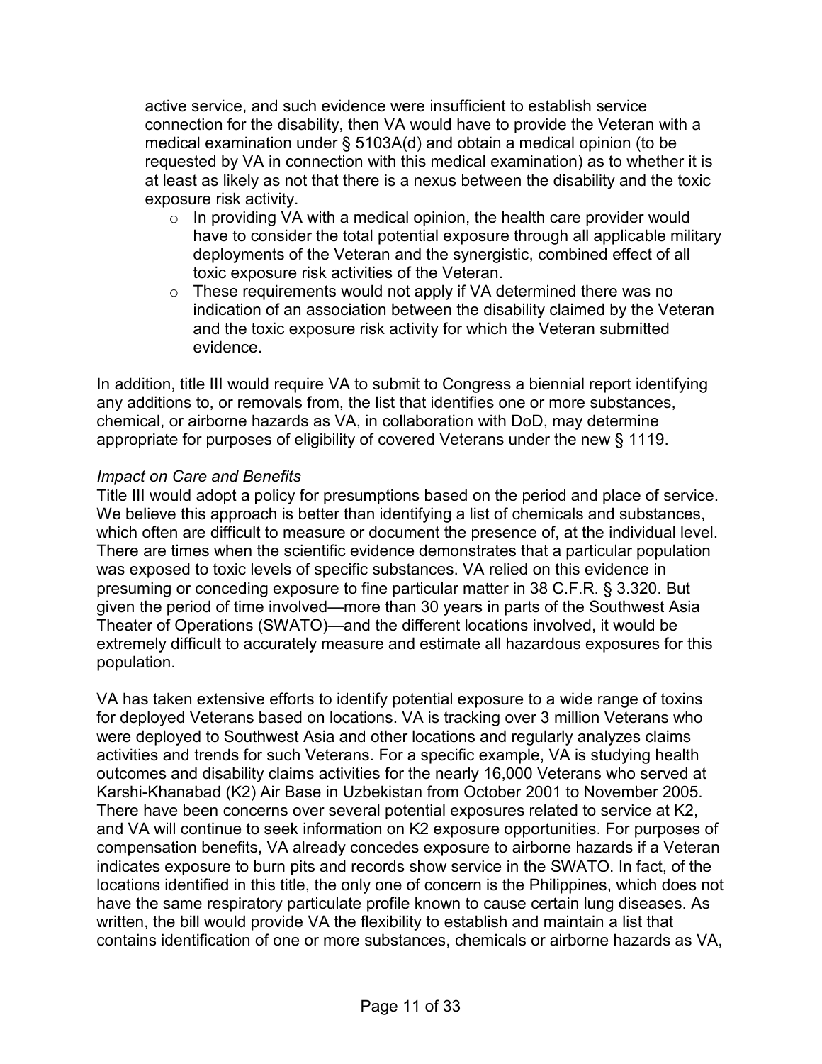active service, and such evidence were insufficient to establish service connection for the disability, then VA would have to provide the Veteran with a medical examination under § 5103A(d) and obtain a medical opinion (to be requested by VA in connection with this medical examination) as to whether it is at least as likely as not that there is a nexus between the disability and the toxic exposure risk activity.

- In providing VA with a medical opinion, the health care provider would have to consider the total potential exposure through all applicable military deployments of the Veteran and the synergistic, combined effect of all toxic exposure risk activities of the Veteran.
- These requirements would not apply if VA determined there was no indication of an association between the disability claimed by the Veteran and the toxic exposure risk activity for which the Veteran submitted evidence.

In addition, title III would require VA to submit to Congress a biennial report identifying any additions to, or removals from, the list that identifies one or more substances, chemical, or airborne hazards as VA, in collaboration with DoD, may determine appropriate for purposes of eligibility of covered Veterans under the new § 1119.

*Impact on Care and Benefits*

Title III would adopt a policy for presumptions based on the period and place of service. We believe this approach is better than identifying a list of chemicals and substances, which often are difficult to measure or document the presence of, at the individual level. There are times when the scientific evidence demonstrates that a particular population was exposed to toxic levels of specific substances. VA relied on this evidence in presuming or conceding exposure to fine particular matter in 38 C.F.R. § 3.320. But given the period of time involved—more than 30 years in parts of the Southwest Asia Theater of Operations (SWATO)—and the different locations involved, it would be extremely difficult to accurately measure and estimate all hazardous exposures for this population.

VA has taken extensive efforts to identify potential exposure to a wide range of toxins for deployed Veterans based on locations. VA is tracking over 3 million Veterans who were deployed to Southwest Asia and other locations and regularly analyzes claims activities and trends for such Veterans. For a specific example, VA is studying health outcomes and disability claims activities for the nearly 16,000 Veterans who served at Karshi-Khanabad (K2) Air Base in Uzbekistan from October 2001 to November 2005. There have been concerns over several potential exposures related to service at K2, and VA will continue to seek information on K2 exposure opportunities. For purposes of compensation benefits, VA already concedes exposure to airborne hazards if a Veteran indicates exposure to burn pits and records show service in the SWATO. In fact, of the locations identified in this title, the only one of concern is the Philippines, which does not have the same respiratory particulate profile known to cause certain lung diseases. As written, the bill would provide VA the flexibility to establish and maintain a list that contains identification of one or more substances, chemicals or airborne hazards as VA,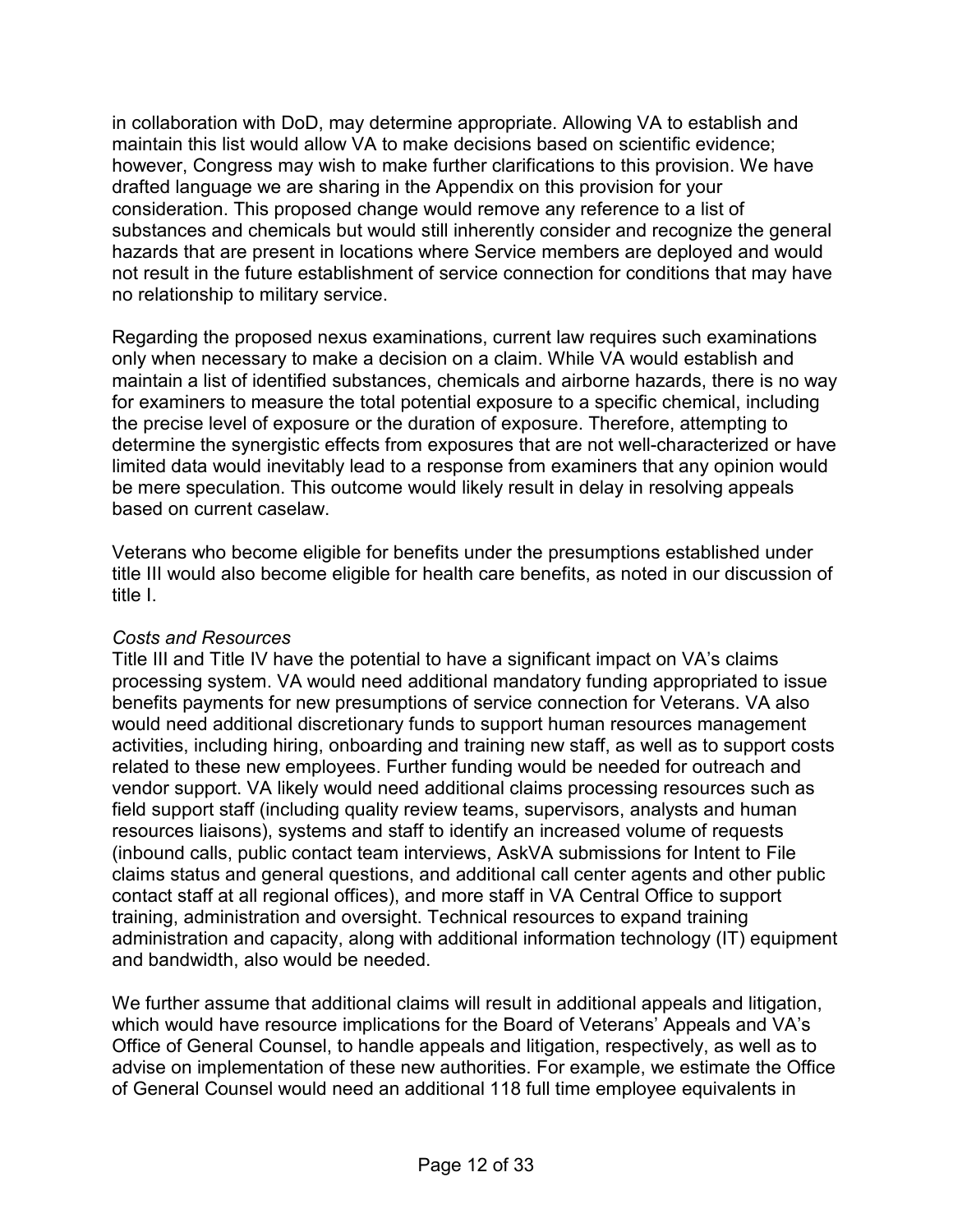in collaboration with DoD, may determine appropriate. Allowing VA to establish and maintain this list would allow VA to make decisions based on scientific evidence; however, Congress may wish to make further clarifications to this provision. We have drafted language we are sharing in the Appendix on this provision for your consideration. This proposed change would remove any reference to a list of substances and chemicals but would still inherently consider and recognize the general hazards that are present in locations where Service members are deployed and would not result in the future establishment of service connection for conditions that may have no relationship to military service.

Regarding the proposed nexus examinations, current law requires such examinations only when necessary to make a decision on a claim. While VA would establish and maintain a list of identified substances, chemicals and airborne hazards, there is no way for examiners to measure the total potential exposure to a specific chemical, including the precise level of exposure or the duration of exposure. Therefore, attempting to determine the synergistic effects from exposures that are not well-characterized or have limited data would inevitably lead to a response from examiners that any opinion would be mere speculation. This outcome would likely result in delay in resolving appeals based on current caselaw.

Veterans who become eligible for benefits under the presumptions established under title III would also become eligible for health care benefits, as noted in our discussion of title I.

*Costs and Resources*

Title III and Title IV have the potential to have a significant impact on VA's claims processing system. VA would need additional mandatory funding appropriated to issue benefits payments for new presumptions of service connection for Veterans. VA also would need additional discretionary funds to support human resources management activities, including hiring, onboarding and training new staff, as well as to support costs related to these new employees. Further funding would be needed for outreach and vendor support. VA likely would need additional claims processing resources such as field support staff (including quality review teams, supervisors, analysts and human resources liaisons), systems and staff to identify an increased volume of requests (inbound calls, public contact team interviews, AskVA submissions for Intent to File claims status and general questions, and additional call center agents and other public contact staff at all regional offices), and more staff in VA Central Office to support training, administration and oversight. Technical resources to expand training administration and capacity, along with additional information technology (IT) equipment and bandwidth, also would be needed.

We further assume that additional claims will result in additional appeals and litigation, which would have resource implications for the Board of Veterans' Appeals and VA's Office of General Counsel, to handle appeals and litigation, respectively, as well as to advise on implementation of these new authorities. For example, we estimate the Office of General Counsel would need an additional 118 full time employee equivalents in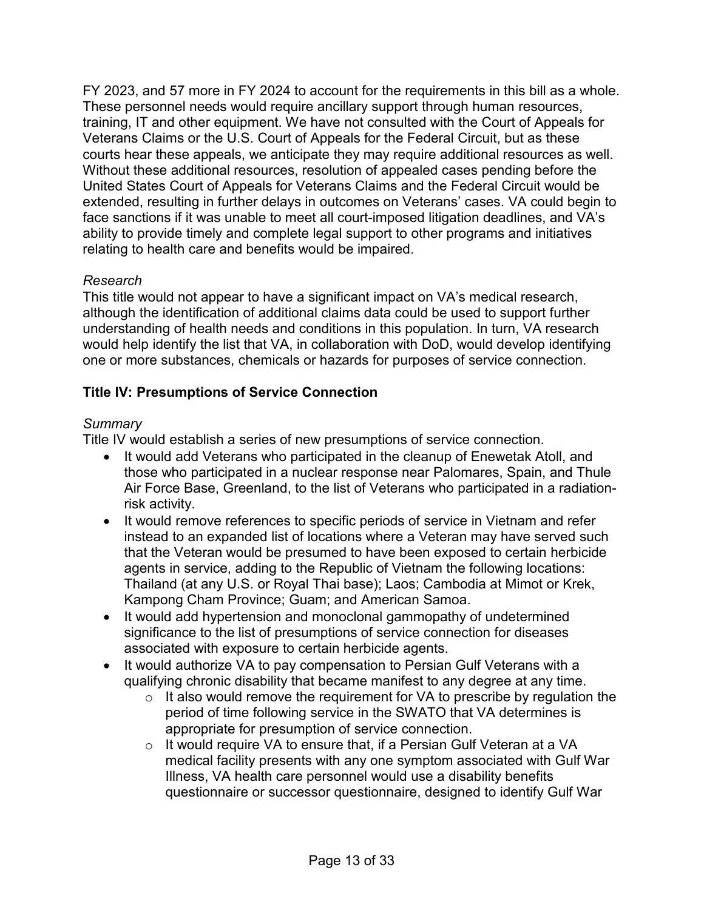FY 2023, and 57 more in FY 2024 to account for the requirements in this bill as a whole. These personnel needs would require ancillary support through human resources, training, IT and other equipment. We have not consulted with the Court of Appeals for Veterans Claims or the U.S. Court of Appeals for the Federal Circuit, but as these courts hear these appeals, we anticipate they may require additional resources as well. Without these additional resources, resolution of appealed cases pending before the United States Court of Appeals for Veterans Claims and the Federal Circuit would be extended, resulting in further delays in outcomes on Veterans' cases. VA could begin to face sanctions if it was unable to meet all court-imposed litigation deadlines, and VA's ability to provide timely and complete legal support to other programs and initiatives relating to health care and benefits would be impaired.

*Research*

This title would not appear to have a significant impact on VA's medical research, although the identification of additional claims data could be used to support further understanding of health needs and conditions in this population. In turn, VA research would help identify the list that VA, in collaboration with DoD, would develop identifying one or more substances, chemicals or hazards for purposes of service connection.

**Title IV: Presumptions of Service Connection**

*Summary*

Title IV would establish a series of new presumptions of service connection.

- It would add Veterans who participated in the cleanup of Enewetak Atoll, and those who participated in a nuclear response near Palomares, Spain, and Thule Air Force Base, Greenland, to the list of Veterans who participated in a radiation-risk activity.
- It would remove references to specific periods of service in Vietnam and refer instead to an expanded list of locations where a Veteran may have served such that the Veteran would be presumed to have been exposed to certain herbicide agents in service, adding to the Republic of Vietnam the following locations: Thailand (at any U.S. or Royal Thai base); Laos; Cambodia at Mimot or Krek, Kampong Cham Province; Guam; and American Samoa.
- It would add hypertension and monoclonal gammopathy of undetermined significance to the list of presumptions of service connection for diseases associated with exposure to certain herbicide agents.
- It would authorize VA to pay compensation to Persian Gulf Veterans with a qualifying chronic disability that became manifest to any degree at any time.
  - It also would remove the requirement for VA to prescribe by regulation the period of time following service in the SWATO that VA determines is appropriate for presumption of service connection.
  - It would require VA to ensure that, if a Persian Gulf Veteran at a VA medical facility presents with any one symptom associated with Gulf War Illness, VA health care personnel would use a disability benefits questionnaire or successor questionnaire, designed to identify Gulf War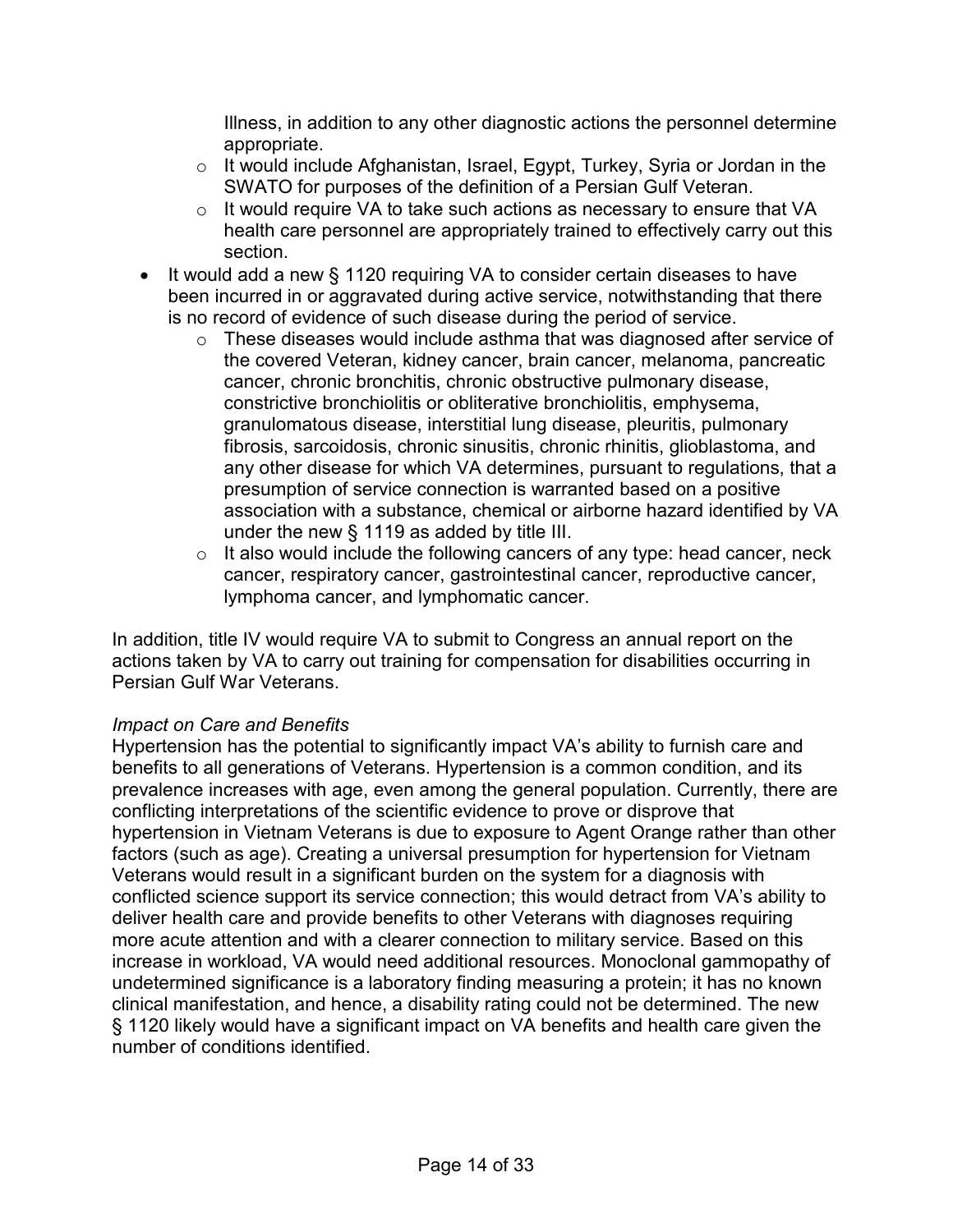Illness, in addition to any other diagnostic actions the personnel determine appropriate.
  - It would include Afghanistan, Israel, Egypt, Turkey, Syria or Jordan in the SWATO for purposes of the definition of a Persian Gulf Veteran.
  - It would require VA to take such actions as necessary to ensure that VA health care personnel are appropriately trained to effectively carry out this section.
- It would add a new § 1120 requiring VA to consider certain diseases to have been incurred in or aggravated during active service, notwithstanding that there is no record of evidence of such disease during the period of service.
  - These diseases would include asthma that was diagnosed after service of the covered Veteran, kidney cancer, brain cancer, melanoma, pancreatic cancer, chronic bronchitis, chronic obstructive pulmonary disease, constrictive bronchiolitis or obliterative bronchiolitis, emphysema, granulomatous disease, interstitial lung disease, pleuritis, pulmonary fibrosis, sarcoidosis, chronic sinusitis, chronic rhinitis, glioblastoma, and any other disease for which VA determines, pursuant to regulations, that a presumption of service connection is warranted based on a positive association with a substance, chemical or airborne hazard identified by VA under the new § 1119 as added by title III.
  - It also would include the following cancers of any type: head cancer, neck cancer, respiratory cancer, gastrointestinal cancer, reproductive cancer, lymphoma cancer, and lymphomatic cancer.

In addition, title IV would require VA to submit to Congress an annual report on the actions taken by VA to carry out training for compensation for disabilities occurring in Persian Gulf War Veterans.

*Impact on Care and Benefits*

Hypertension has the potential to significantly impact VA's ability to furnish care and benefits to all generations of Veterans. Hypertension is a common condition, and its prevalence increases with age, even among the general population. Currently, there are conflicting interpretations of the scientific evidence to prove or disprove that hypertension in Vietnam Veterans is due to exposure to Agent Orange rather than other factors (such as age). Creating a universal presumption for hypertension for Vietnam Veterans would result in a significant burden on the system for a diagnosis with conflicted science support its service connection; this would detract from VA's ability to deliver health care and provide benefits to other Veterans with diagnoses requiring more acute attention and with a clearer connection to military service. Based on this increase in workload, VA would need additional resources. Monoclonal gammopathy of undetermined significance is a laboratory finding measuring a protein; it has no known clinical manifestation, and hence, a disability rating could not be determined. The new § 1120 likely would have a significant impact on VA benefits and health care given the number of conditions identified.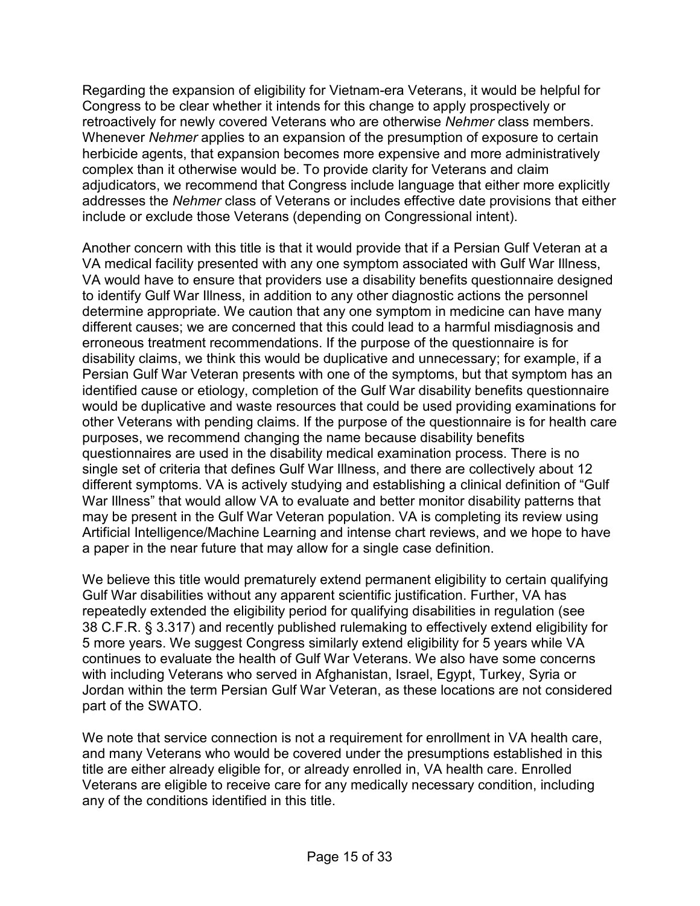Regarding the expansion of eligibility for Vietnam-era Veterans, it would be helpful for Congress to be clear whether it intends for this change to apply prospectively or retroactively for newly covered Veterans who are otherwise *Nehmer* class members. Whenever *Nehmer* applies to an expansion of the presumption of exposure to certain herbicide agents, that expansion becomes more expensive and more administratively complex than it otherwise would be. To provide clarity for Veterans and claim adjudicators, we recommend that Congress include language that either more explicitly addresses the *Nehmer* class of Veterans or includes effective date provisions that either include or exclude those Veterans (depending on Congressional intent).

Another concern with this title is that it would provide that if a Persian Gulf Veteran at a VA medical facility presented with any one symptom associated with Gulf War Illness, VA would have to ensure that providers use a disability benefits questionnaire designed to identify Gulf War Illness, in addition to any other diagnostic actions the personnel determine appropriate. We caution that any one symptom in medicine can have many different causes; we are concerned that this could lead to a harmful misdiagnosis and erroneous treatment recommendations. If the purpose of the questionnaire is for disability claims, we think this would be duplicative and unnecessary; for example, if a Persian Gulf War Veteran presents with one of the symptoms, but that symptom has an identified cause or etiology, completion of the Gulf War disability benefits questionnaire would be duplicative and waste resources that could be used providing examinations for other Veterans with pending claims. If the purpose of the questionnaire is for health care purposes, we recommend changing the name because disability benefits questionnaires are used in the disability medical examination process. There is no single set of criteria that defines Gulf War Illness, and there are collectively about 12 different symptoms. VA is actively studying and establishing a clinical definition of "Gulf War Illness" that would allow VA to evaluate and better monitor disability patterns that may be present in the Gulf War Veteran population. VA is completing its review using Artificial Intelligence/Machine Learning and intense chart reviews, and we hope to have a paper in the near future that may allow for a single case definition.

We believe this title would prematurely extend permanent eligibility to certain qualifying Gulf War disabilities without any apparent scientific justification. Further, VA has repeatedly extended the eligibility period for qualifying disabilities in regulation (see 38 C.F.R. § 3.317) and recently published rulemaking to effectively extend eligibility for 5 more years. We suggest Congress similarly extend eligibility for 5 years while VA continues to evaluate the health of Gulf War Veterans. We also have some concerns with including Veterans who served in Afghanistan, Israel, Egypt, Turkey, Syria or Jordan within the term Persian Gulf War Veteran, as these locations are not considered part of the SWATO.

We note that service connection is not a requirement for enrollment in VA health care, and many Veterans who would be covered under the presumptions established in this title are either already eligible for, or already enrolled in, VA health care. Enrolled Veterans are eligible to receive care for any medically necessary condition, including any of the conditions identified in this title.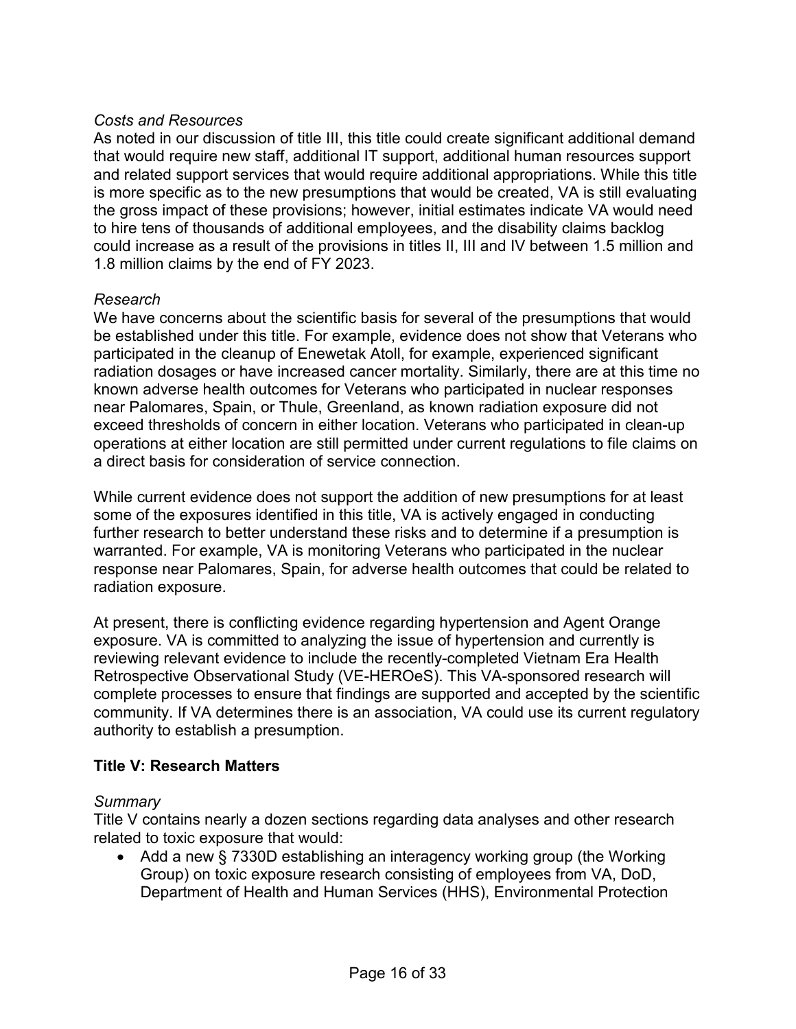*Costs and Resources*
As noted in our discussion of title III, this title could create significant additional demand that would require new staff, additional IT support, additional human resources support and related support services that would require additional appropriations. While this title is more specific as to the new presumptions that would be created, VA is still evaluating the gross impact of these provisions; however, initial estimates indicate VA would need to hire tens of thousands of additional employees, and the disability claims backlog could increase as a result of the provisions in titles II, III and IV between 1.5 million and 1.8 million claims by the end of FY 2023.

*Research*
We have concerns about the scientific basis for several of the presumptions that would be established under this title. For example, evidence does not show that Veterans who participated in the cleanup of Enewetak Atoll, for example, experienced significant radiation dosages or have increased cancer mortality. Similarly, there are at this time no known adverse health outcomes for Veterans who participated in nuclear responses near Palomares, Spain, or Thule, Greenland, as known radiation exposure did not exceed thresholds of concern in either location. Veterans who participated in clean-up operations at either location are still permitted under current regulations to file claims on a direct basis for consideration of service connection.

While current evidence does not support the addition of new presumptions for at least some of the exposures identified in this title, VA is actively engaged in conducting further research to better understand these risks and to determine if a presumption is warranted. For example, VA is monitoring Veterans who participated in the nuclear response near Palomares, Spain, for adverse health outcomes that could be related to radiation exposure.

At present, there is conflicting evidence regarding hypertension and Agent Orange exposure. VA is committed to analyzing the issue of hypertension and currently is reviewing relevant evidence to include the recently-completed Vietnam Era Health Retrospective Observational Study (VE-HEROeS). This VA-sponsored research will complete processes to ensure that findings are supported and accepted by the scientific community. If VA determines there is an association, VA could use its current regulatory authority to establish a presumption.

**Title V: Research Matters**

*Summary*
Title V contains nearly a dozen sections regarding data analyses and other research related to toxic exposure that would:

- Add a new § 7330D establishing an interagency working group (the Working Group) on toxic exposure research consisting of employees from VA, DoD, Department of Health and Human Services (HHS), Environmental Protection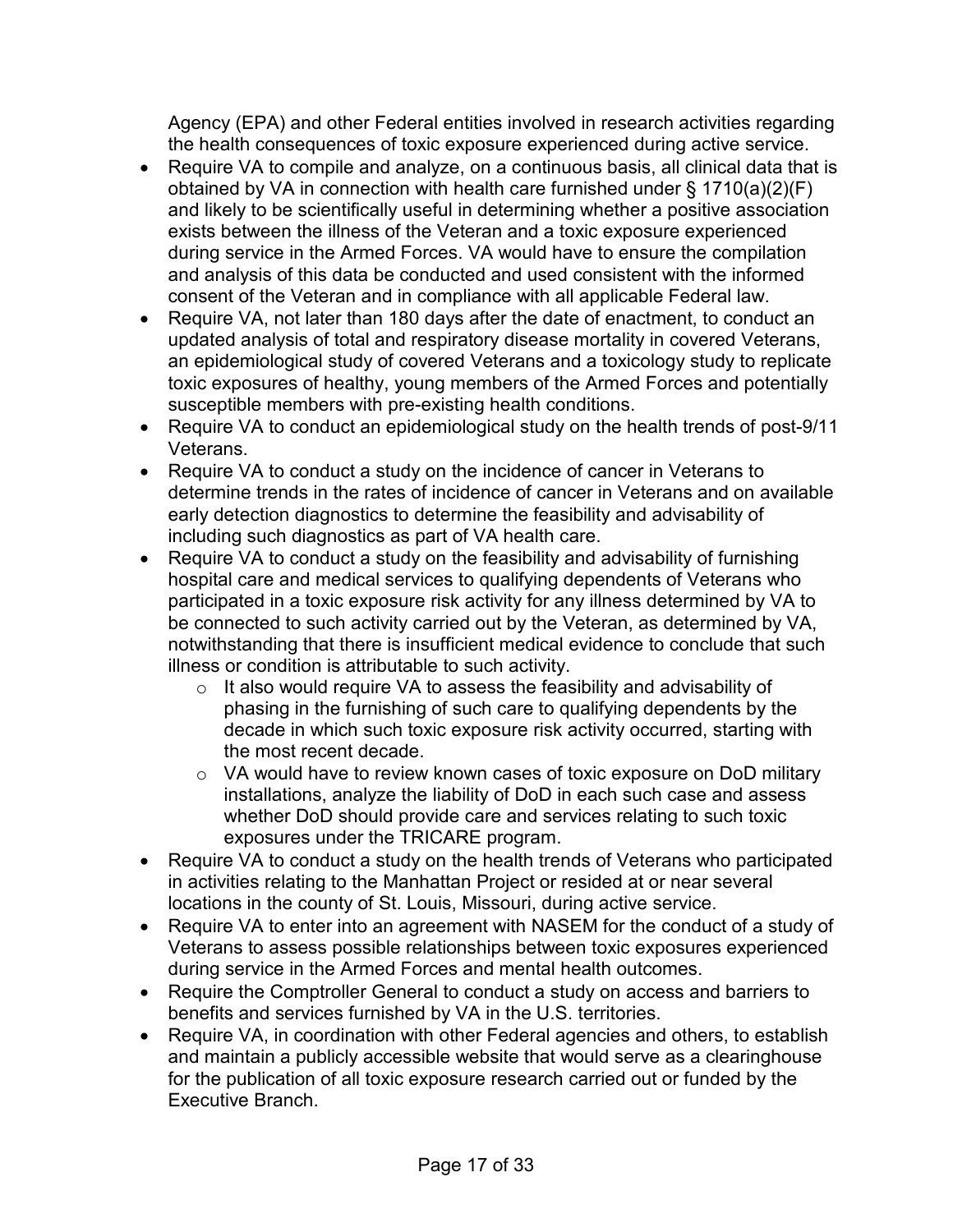Agency (EPA) and other Federal entities involved in research activities regarding the health consequences of toxic exposure experienced during active service.

- Require VA to compile and analyze, on a continuous basis, all clinical data that is obtained by VA in connection with health care furnished under § 1710(a)(2)(F) and likely to be scientifically useful in determining whether a positive association exists between the illness of the Veteran and a toxic exposure experienced during service in the Armed Forces. VA would have to ensure the compilation and analysis of this data be conducted and used consistent with the informed consent of the Veteran and in compliance with all applicable Federal law.
- Require VA, not later than 180 days after the date of enactment, to conduct an updated analysis of total and respiratory disease mortality in covered Veterans, an epidemiological study of covered Veterans and a toxicology study to replicate toxic exposures of healthy, young members of the Armed Forces and potentially susceptible members with pre-existing health conditions.
- Require VA to conduct an epidemiological study on the health trends of post-9/11 Veterans.
- Require VA to conduct a study on the incidence of cancer in Veterans to determine trends in the rates of incidence of cancer in Veterans and on available early detection diagnostics to determine the feasibility and advisability of including such diagnostics as part of VA health care.
- Require VA to conduct a study on the feasibility and advisability of furnishing hospital care and medical services to qualifying dependents of Veterans who participated in a toxic exposure risk activity for any illness determined by VA to be connected to such activity carried out by the Veteran, as determined by VA, notwithstanding that there is insufficient medical evidence to conclude that such illness or condition is attributable to such activity.
  - It also would require VA to assess the feasibility and advisability of phasing in the furnishing of such care to qualifying dependents by the decade in which such toxic exposure risk activity occurred, starting with the most recent decade.
  - VA would have to review known cases of toxic exposure on DoD military installations, analyze the liability of DoD in each such case and assess whether DoD should provide care and services relating to such toxic exposures under the TRICARE program.
- Require VA to conduct a study on the health trends of Veterans who participated in activities relating to the Manhattan Project or resided at or near several locations in the county of St. Louis, Missouri, during active service.
- Require VA to enter into an agreement with NASEM for the conduct of a study of Veterans to assess possible relationships between toxic exposures experienced during service in the Armed Forces and mental health outcomes.
- Require the Comptroller General to conduct a study on access and barriers to benefits and services furnished by VA in the U.S. territories.
- Require VA, in coordination with other Federal agencies and others, to establish and maintain a publicly accessible website that would serve as a clearinghouse for the publication of all toxic exposure research carried out or funded by the Executive Branch.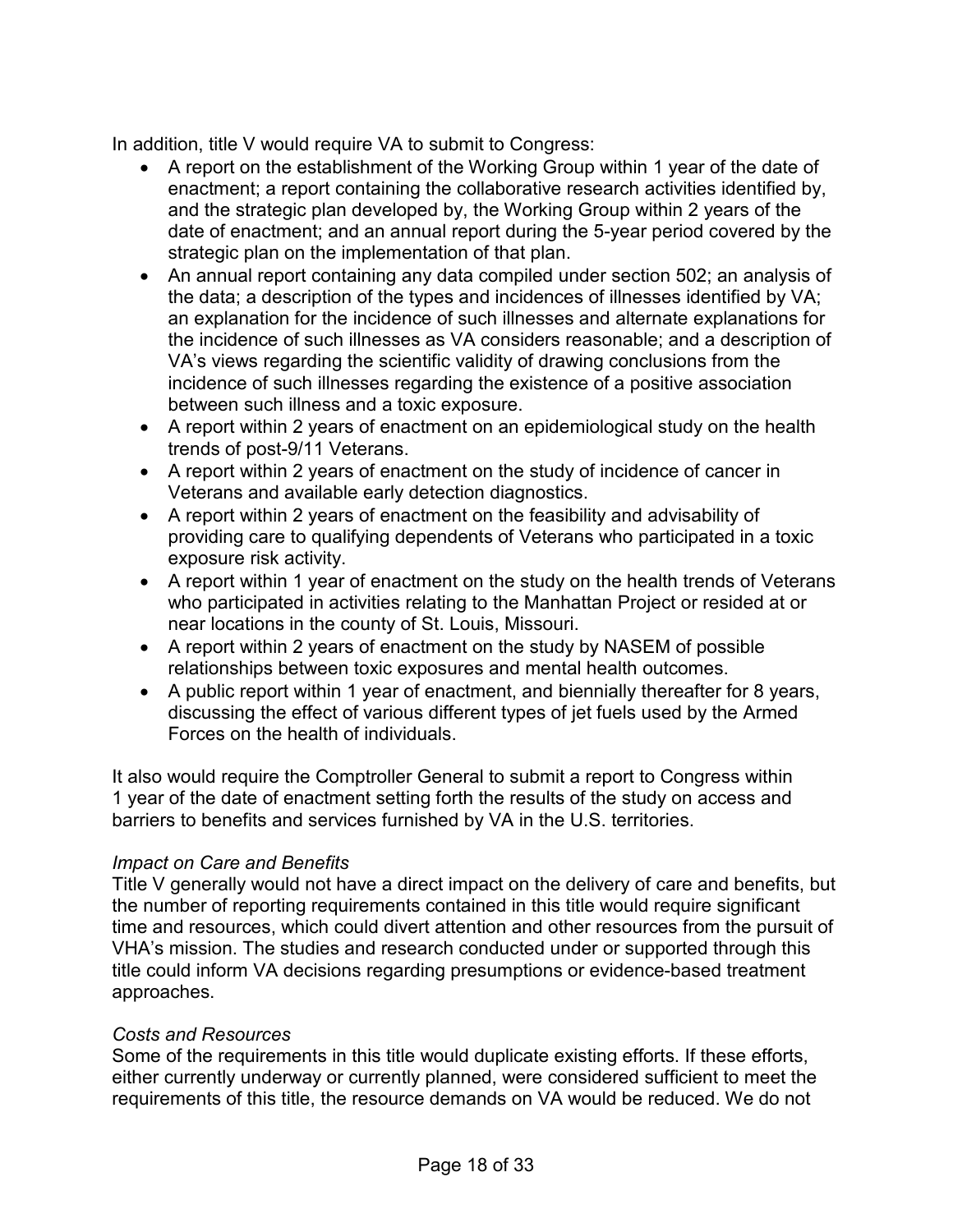In addition, title V would require VA to submit to Congress:

- A report on the establishment of the Working Group within 1 year of the date of enactment; a report containing the collaborative research activities identified by, and the strategic plan developed by, the Working Group within 2 years of the date of enactment; and an annual report during the 5-year period covered by the strategic plan on the implementation of that plan.
- An annual report containing any data compiled under section 502; an analysis of the data; a description of the types and incidences of illnesses identified by VA; an explanation for the incidence of such illnesses and alternate explanations for the incidence of such illnesses as VA considers reasonable; and a description of VA's views regarding the scientific validity of drawing conclusions from the incidence of such illnesses regarding the existence of a positive association between such illness and a toxic exposure.
- A report within 2 years of enactment on an epidemiological study on the health trends of post-9/11 Veterans.
- A report within 2 years of enactment on the study of incidence of cancer in Veterans and available early detection diagnostics.
- A report within 2 years of enactment on the feasibility and advisability of providing care to qualifying dependents of Veterans who participated in a toxic exposure risk activity.
- A report within 1 year of enactment on the study on the health trends of Veterans who participated in activities relating to the Manhattan Project or resided at or near locations in the county of St. Louis, Missouri.
- A report within 2 years of enactment on the study by NASEM of possible relationships between toxic exposures and mental health outcomes.
- A public report within 1 year of enactment, and biennially thereafter for 8 years, discussing the effect of various different types of jet fuels used by the Armed Forces on the health of individuals.

It also would require the Comptroller General to submit a report to Congress within 1 year of the date of enactment setting forth the results of the study on access and barriers to benefits and services furnished by VA in the U.S. territories.

*Impact on Care and Benefits*

Title V generally would not have a direct impact on the delivery of care and benefits, but the number of reporting requirements contained in this title would require significant time and resources, which could divert attention and other resources from the pursuit of VHA's mission. The studies and research conducted under or supported through this title could inform VA decisions regarding presumptions or evidence-based treatment approaches.

*Costs and Resources*

Some of the requirements in this title would duplicate existing efforts. If these efforts, either currently underway or currently planned, were considered sufficient to meet the requirements of this title, the resource demands on VA would be reduced. We do not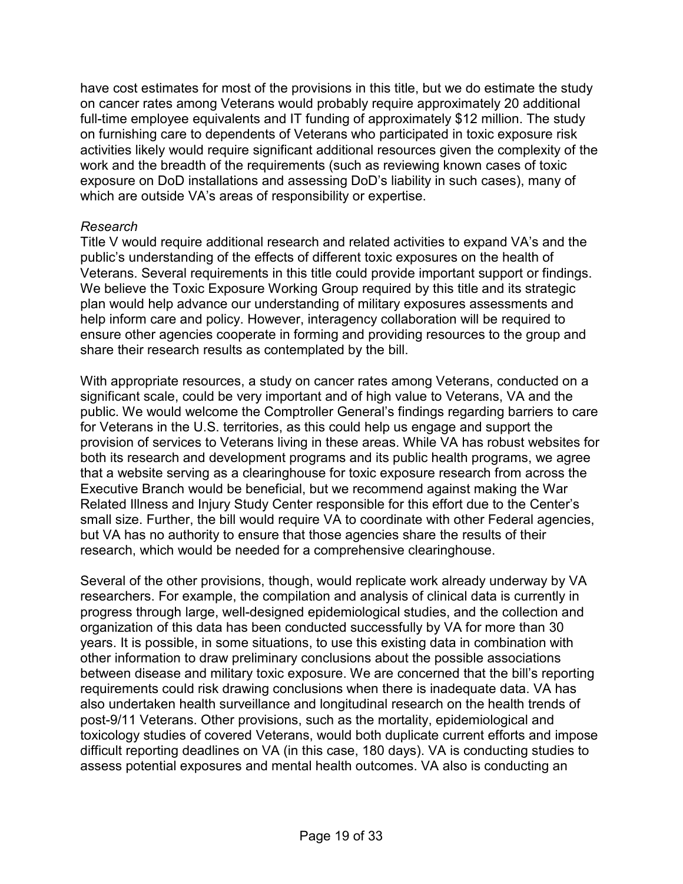have cost estimates for most of the provisions in this title, but we do estimate the study on cancer rates among Veterans would probably require approximately 20 additional full-time employee equivalents and IT funding of approximately $12 million. The study on furnishing care to dependents of Veterans who participated in toxic exposure risk activities likely would require significant additional resources given the complexity of the work and the breadth of the requirements (such as reviewing known cases of toxic exposure on DoD installations and assessing DoD's liability in such cases), many of which are outside VA's areas of responsibility or expertise.

*Research*

Title V would require additional research and related activities to expand VA's and the public's understanding of the effects of different toxic exposures on the health of Veterans. Several requirements in this title could provide important support or findings. We believe the Toxic Exposure Working Group required by this title and its strategic plan would help advance our understanding of military exposures assessments and help inform care and policy. However, interagency collaboration will be required to ensure other agencies cooperate in forming and providing resources to the group and share their research results as contemplated by the bill.

With appropriate resources, a study on cancer rates among Veterans, conducted on a significant scale, could be very important and of high value to Veterans, VA and the public. We would welcome the Comptroller General's findings regarding barriers to care for Veterans in the U.S. territories, as this could help us engage and support the provision of services to Veterans living in these areas. While VA has robust websites for both its research and development programs and its public health programs, we agree that a website serving as a clearinghouse for toxic exposure research from across the Executive Branch would be beneficial, but we recommend against making the War Related Illness and Injury Study Center responsible for this effort due to the Center's small size. Further, the bill would require VA to coordinate with other Federal agencies, but VA has no authority to ensure that those agencies share the results of their research, which would be needed for a comprehensive clearinghouse.

Several of the other provisions, though, would replicate work already underway by VA researchers. For example, the compilation and analysis of clinical data is currently in progress through large, well-designed epidemiological studies, and the collection and organization of this data has been conducted successfully by VA for more than 30 years. It is possible, in some situations, to use this existing data in combination with other information to draw preliminary conclusions about the possible associations between disease and military toxic exposure. We are concerned that the bill's reporting requirements could risk drawing conclusions when there is inadequate data. VA has also undertaken health surveillance and longitudinal research on the health trends of post-9/11 Veterans. Other provisions, such as the mortality, epidemiological and toxicology studies of covered Veterans, would both duplicate current efforts and impose difficult reporting deadlines on VA (in this case, 180 days). VA is conducting studies to assess potential exposures and mental health outcomes. VA also is conducting an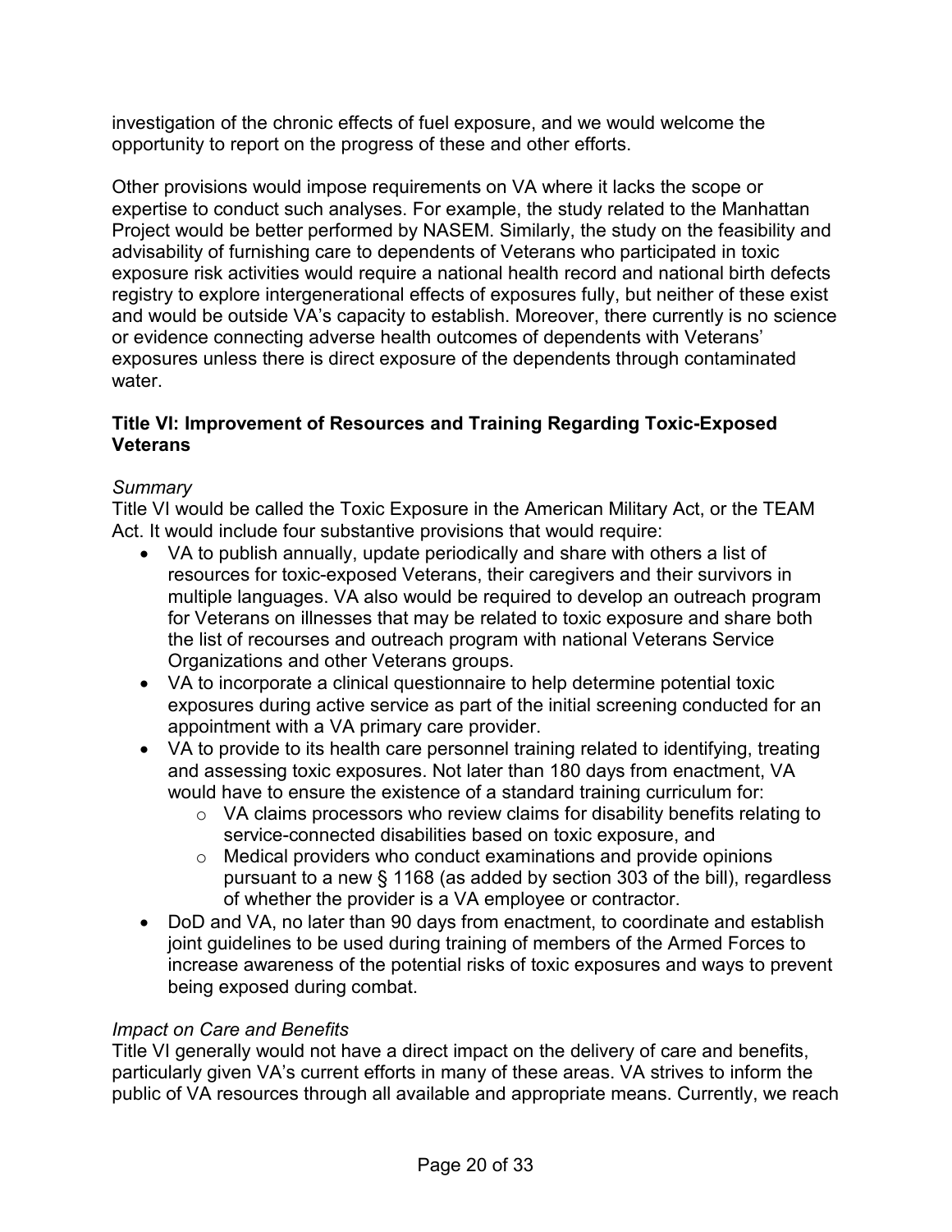investigation of the chronic effects of fuel exposure, and we would welcome the opportunity to report on the progress of these and other efforts.

Other provisions would impose requirements on VA where it lacks the scope or expertise to conduct such analyses. For example, the study related to the Manhattan Project would be better performed by NASEM. Similarly, the study on the feasibility and advisability of furnishing care to dependents of Veterans who participated in toxic exposure risk activities would require a national health record and national birth defects registry to explore intergenerational effects of exposures fully, but neither of these exist and would be outside VA's capacity to establish. Moreover, there currently is no science or evidence connecting adverse health outcomes of dependents with Veterans' exposures unless there is direct exposure of the dependents through contaminated water.

### Title VI: Improvement of Resources and Training Regarding Toxic-Exposed Veterans

*Summary*

Title VI would be called the Toxic Exposure in the American Military Act, or the TEAM Act. It would include four substantive provisions that would require:

- VA to publish annually, update periodically and share with others a list of resources for toxic-exposed Veterans, their caregivers and their survivors in multiple languages. VA also would be required to develop an outreach program for Veterans on illnesses that may be related to toxic exposure and share both the list of recourses and outreach program with national Veterans Service Organizations and other Veterans groups.
- VA to incorporate a clinical questionnaire to help determine potential toxic exposures during active service as part of the initial screening conducted for an appointment with a VA primary care provider.
- VA to provide to its health care personnel training related to identifying, treating and assessing toxic exposures. Not later than 180 days from enactment, VA would have to ensure the existence of a standard training curriculum for:
  - VA claims processors who review claims for disability benefits relating to service-connected disabilities based on toxic exposure, and
  - Medical providers who conduct examinations and provide opinions pursuant to a new § 1168 (as added by section 303 of the bill), regardless of whether the provider is a VA employee or contractor.
- DoD and VA, no later than 90 days from enactment, to coordinate and establish joint guidelines to be used during training of members of the Armed Forces to increase awareness of the potential risks of toxic exposures and ways to prevent being exposed during combat.

*Impact on Care and Benefits*

Title VI generally would not have a direct impact on the delivery of care and benefits, particularly given VA's current efforts in many of these areas. VA strives to inform the public of VA resources through all available and appropriate means. Currently, we reach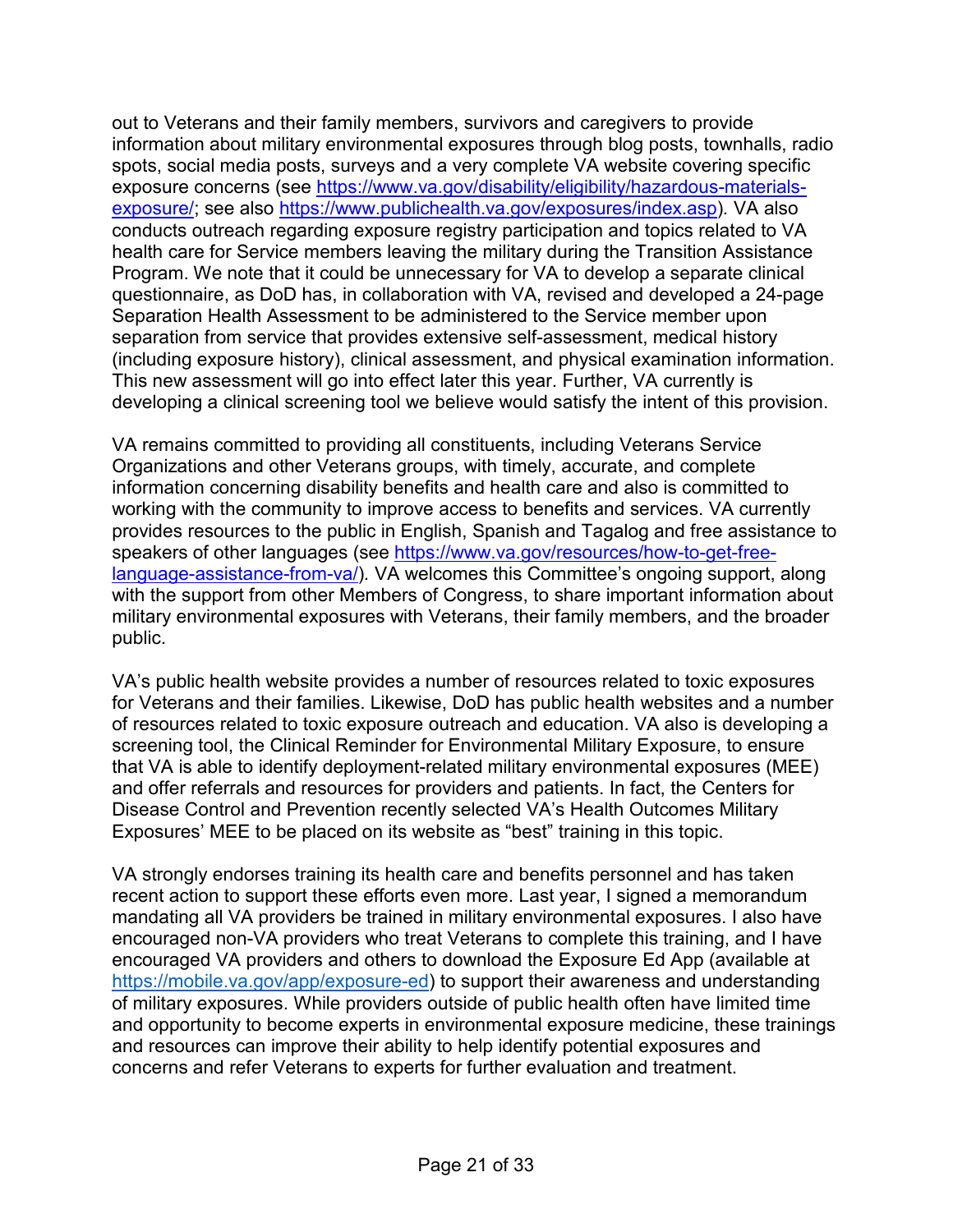out to Veterans and their family members, survivors and caregivers to provide information about military environmental exposures through blog posts, townhalls, radio spots, social media posts, surveys and a very complete VA website covering specific exposure concerns (see [https://www.va.gov/disability/eligibility/hazardous-materials-exposure/](https://www.va.gov/disability/eligibility/hazardous-materials-exposure/); see also [https://www.publichealth.va.gov/exposures/index.asp](https://www.publichealth.va.gov/exposures/index.asp)). VA also conducts outreach regarding exposure registry participation and topics related to VA health care for Service members leaving the military during the Transition Assistance Program. We note that it could be unnecessary for VA to develop a separate clinical questionnaire, as DoD has, in collaboration with VA, revised and developed a 24-page Separation Health Assessment to be administered to the Service member upon separation from service that provides extensive self-assessment, medical history (including exposure history), clinical assessment, and physical examination information. This new assessment will go into effect later this year. Further, VA currently is developing a clinical screening tool we believe would satisfy the intent of this provision.

VA remains committed to providing all constituents, including Veterans Service Organizations and other Veterans groups, with timely, accurate, and complete information concerning disability benefits and health care and also is committed to working with the community to improve access to benefits and services. VA currently provides resources to the public in English, Spanish and Tagalog and free assistance to speakers of other languages (see [https://www.va.gov/resources/how-to-get-free-language-assistance-from-va/](https://www.va.gov/resources/how-to-get-free-language-assistance-from-va/)). VA welcomes this Committee's ongoing support, along with the support from other Members of Congress, to share important information about military environmental exposures with Veterans, their family members, and the broader public.

VA's public health website provides a number of resources related to toxic exposures for Veterans and their families. Likewise, DoD has public health websites and a number of resources related to toxic exposure outreach and education. VA also is developing a screening tool, the Clinical Reminder for Environmental Military Exposure, to ensure that VA is able to identify deployment-related military environmental exposures (MEE) and offer referrals and resources for providers and patients. In fact, the Centers for Disease Control and Prevention recently selected VA's Health Outcomes Military Exposures' MEE to be placed on its website as "best" training in this topic.

VA strongly endorses training its health care and benefits personnel and has taken recent action to support these efforts even more. Last year, I signed a memorandum mandating all VA providers be trained in military environmental exposures. I also have encouraged non-VA providers who treat Veterans to complete this training, and I have encouraged VA providers and others to download the Exposure Ed App (available at [https://mobile.va.gov/app/exposure-ed](https://mobile.va.gov/app/exposure-ed)) to support their awareness and understanding of military exposures. While providers outside of public health often have limited time and opportunity to become experts in environmental exposure medicine, these trainings and resources can improve their ability to help identify potential exposures and concerns and refer Veterans to experts for further evaluation and treatment.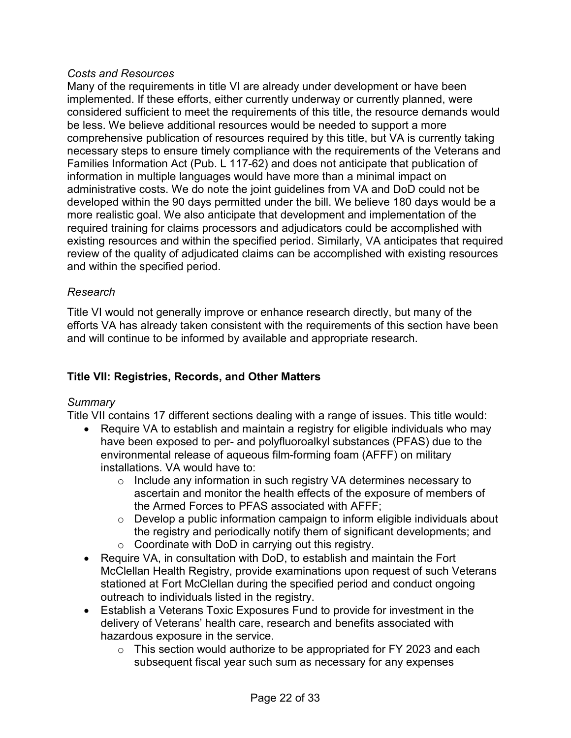*Costs and Resources*

Many of the requirements in title VI are already under development or have been implemented. If these efforts, either currently underway or currently planned, were considered sufficient to meet the requirements of this title, the resource demands would be less. We believe additional resources would be needed to support a more comprehensive publication of resources required by this title, but VA is currently taking necessary steps to ensure timely compliance with the requirements of the Veterans and Families Information Act (Pub. L 117-62) and does not anticipate that publication of information in multiple languages would have more than a minimal impact on administrative costs. We do note the joint guidelines from VA and DoD could not be developed within the 90 days permitted under the bill. We believe 180 days would be a more realistic goal. We also anticipate that development and implementation of the required training for claims processors and adjudicators could be accomplished with existing resources and within the specified period. Similarly, VA anticipates that required review of the quality of adjudicated claims can be accomplished with existing resources and within the specified period.

*Research*

Title VI would not generally improve or enhance research directly, but many of the efforts VA has already taken consistent with the requirements of this section have been and will continue to be informed by available and appropriate research.

**Title VII: Registries, Records, and Other Matters**

*Summary*

Title VII contains 17 different sections dealing with a range of issues. This title would:

- Require VA to establish and maintain a registry for eligible individuals who may have been exposed to per- and polyfluoroalkyl substances (PFAS) due to the environmental release of aqueous film-forming foam (AFFF) on military installations. VA would have to:
  - Include any information in such registry VA determines necessary to ascertain and monitor the health effects of the exposure of members of the Armed Forces to PFAS associated with AFFF;
  - Develop a public information campaign to inform eligible individuals about the registry and periodically notify them of significant developments; and
  - Coordinate with DoD in carrying out this registry.
- Require VA, in consultation with DoD, to establish and maintain the Fort McClellan Health Registry, provide examinations upon request of such Veterans stationed at Fort McClellan during the specified period and conduct ongoing outreach to individuals listed in the registry.
- Establish a Veterans Toxic Exposures Fund to provide for investment in the delivery of Veterans' health care, research and benefits associated with hazardous exposure in the service.
  - This section would authorize to be appropriated for FY 2023 and each subsequent fiscal year such sum as necessary for any expenses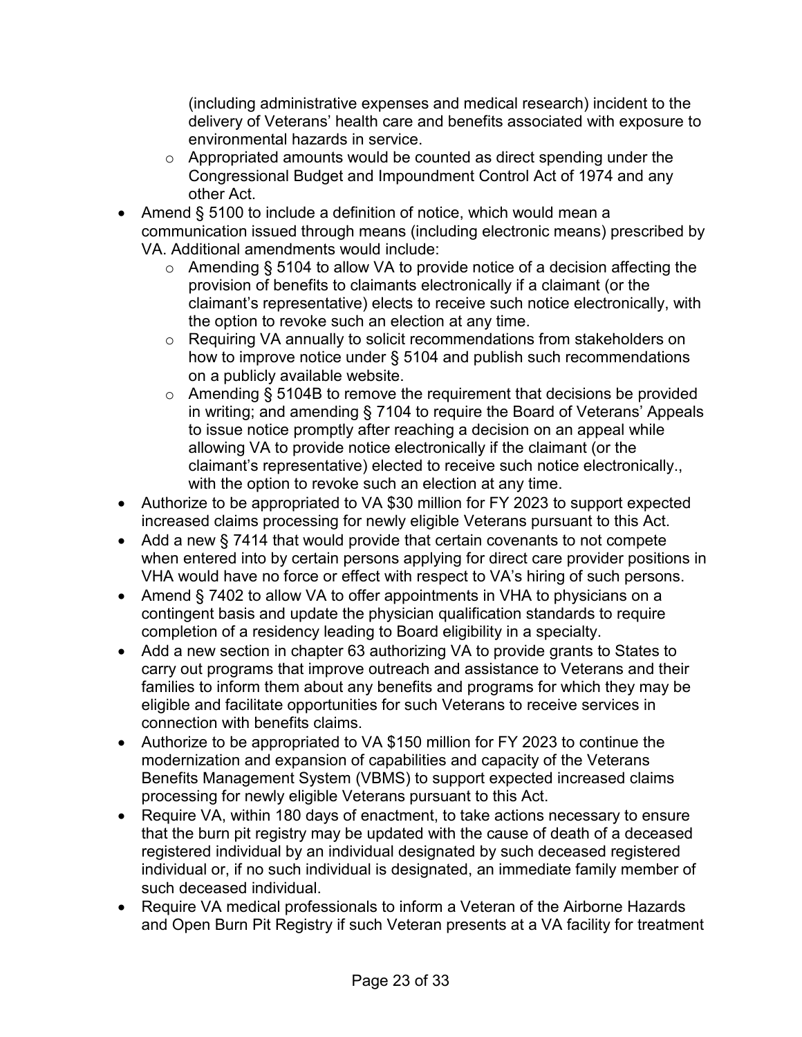(including administrative expenses and medical research) incident to the delivery of Veterans' health care and benefits associated with exposure to environmental hazards in service.
  - Appropriated amounts would be counted as direct spending under the Congressional Budget and Impoundment Control Act of 1974 and any other Act.
- Amend § 5100 to include a definition of notice, which would mean a communication issued through means (including electronic means) prescribed by VA. Additional amendments would include:
  - Amending § 5104 to allow VA to provide notice of a decision affecting the provision of benefits to claimants electronically if a claimant (or the claimant's representative) elects to receive such notice electronically, with the option to revoke such an election at any time.
  - Requiring VA annually to solicit recommendations from stakeholders on how to improve notice under § 5104 and publish such recommendations on a publicly available website.
  - Amending § 5104B to remove the requirement that decisions be provided in writing; and amending § 7104 to require the Board of Veterans' Appeals to issue notice promptly after reaching a decision on an appeal while allowing VA to provide notice electronically if the claimant (or the claimant's representative) elected to receive such notice electronically., with the option to revoke such an election at any time.
- Authorize to be appropriated to VA $30 million for FY 2023 to support expected increased claims processing for newly eligible Veterans pursuant to this Act.
- Add a new § 7414 that would provide that certain covenants to not compete when entered into by certain persons applying for direct care provider positions in VHA would have no force or effect with respect to VA's hiring of such persons.
- Amend § 7402 to allow VA to offer appointments in VHA to physicians on a contingent basis and update the physician qualification standards to require completion of a residency leading to Board eligibility in a specialty.
- Add a new section in chapter 63 authorizing VA to provide grants to States to carry out programs that improve outreach and assistance to Veterans and their families to inform them about any benefits and programs for which they may be eligible and facilitate opportunities for such Veterans to receive services in connection with benefits claims.
- Authorize to be appropriated to VA $150 million for FY 2023 to continue the modernization and expansion of capabilities and capacity of the Veterans Benefits Management System (VBMS) to support expected increased claims processing for newly eligible Veterans pursuant to this Act.
- Require VA, within 180 days of enactment, to take actions necessary to ensure that the burn pit registry may be updated with the cause of death of a deceased registered individual by an individual designated by such deceased registered individual or, if no such individual is designated, an immediate family member of such deceased individual.
- Require VA medical professionals to inform a Veteran of the Airborne Hazards and Open Burn Pit Registry if such Veteran presents at a VA facility for treatment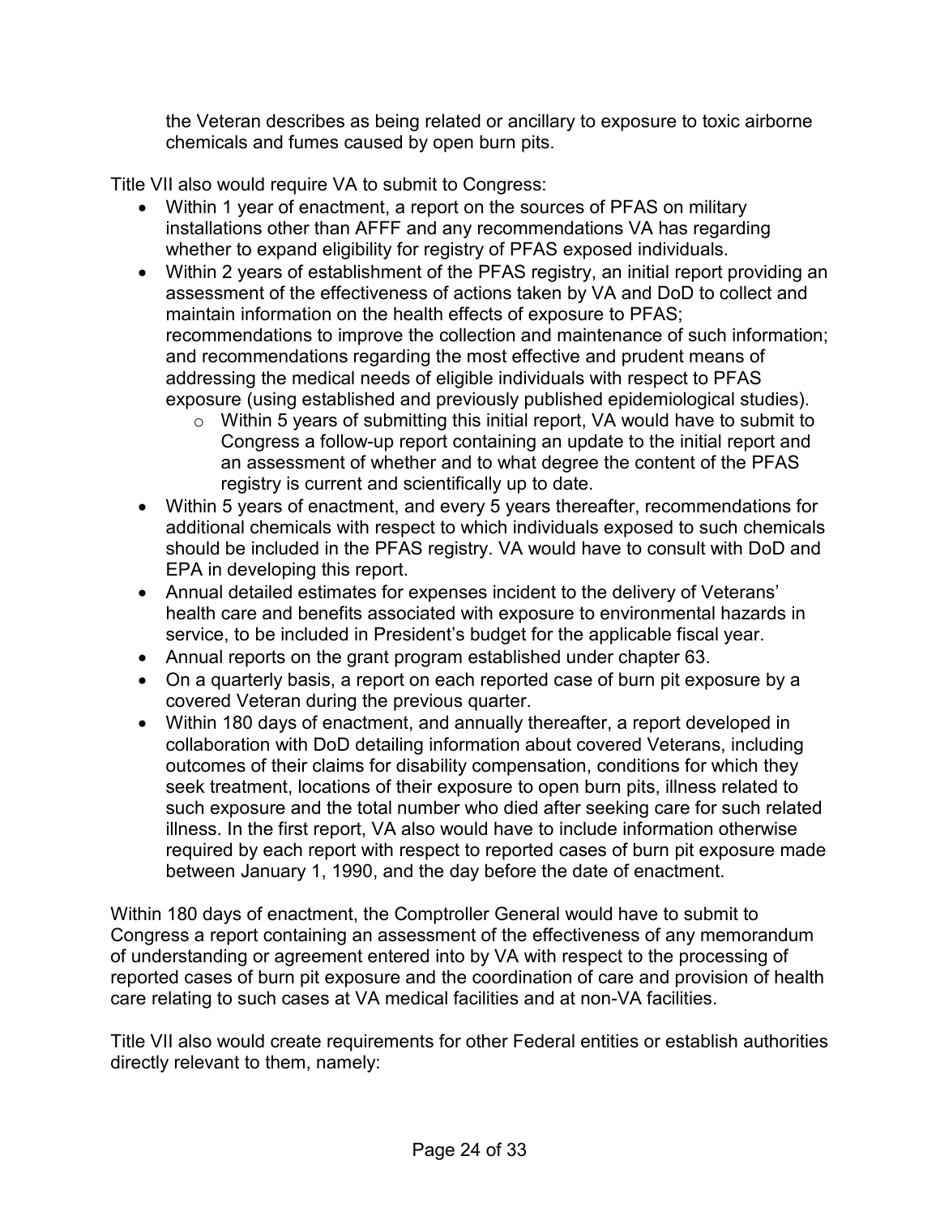the Veteran describes as being related or ancillary to exposure to toxic airborne chemicals and fumes caused by open burn pits.

Title VII also would require VA to submit to Congress:

- Within 1 year of enactment, a report on the sources of PFAS on military installations other than AFFF and any recommendations VA has regarding whether to expand eligibility for registry of PFAS exposed individuals.
- Within 2 years of establishment of the PFAS registry, an initial report providing an assessment of the effectiveness of actions taken by VA and DoD to collect and maintain information on the health effects of exposure to PFAS; recommendations to improve the collection and maintenance of such information; and recommendations regarding the most effective and prudent means of addressing the medical needs of eligible individuals with respect to PFAS exposure (using established and previously published epidemiological studies).
  - Within 5 years of submitting this initial report, VA would have to submit to Congress a follow-up report containing an update to the initial report and an assessment of whether and to what degree the content of the PFAS registry is current and scientifically up to date.
- Within 5 years of enactment, and every 5 years thereafter, recommendations for additional chemicals with respect to which individuals exposed to such chemicals should be included in the PFAS registry. VA would have to consult with DoD and EPA in developing this report.
- Annual detailed estimates for expenses incident to the delivery of Veterans' health care and benefits associated with exposure to environmental hazards in service, to be included in President's budget for the applicable fiscal year.
- Annual reports on the grant program established under chapter 63.
- On a quarterly basis, a report on each reported case of burn pit exposure by a covered Veteran during the previous quarter.
- Within 180 days of enactment, and annually thereafter, a report developed in collaboration with DoD detailing information about covered Veterans, including outcomes of their claims for disability compensation, conditions for which they seek treatment, locations of their exposure to open burn pits, illness related to such exposure and the total number who died after seeking care for such related illness. In the first report, VA also would have to include information otherwise required by each report with respect to reported cases of burn pit exposure made between January 1, 1990, and the day before the date of enactment.

Within 180 days of enactment, the Comptroller General would have to submit to Congress a report containing an assessment of the effectiveness of any memorandum of understanding or agreement entered into by VA with respect to the processing of reported cases of burn pit exposure and the coordination of care and provision of health care relating to such cases at VA medical facilities and at non-VA facilities.

Title VII also would create requirements for other Federal entities or establish authorities directly relevant to them, namely: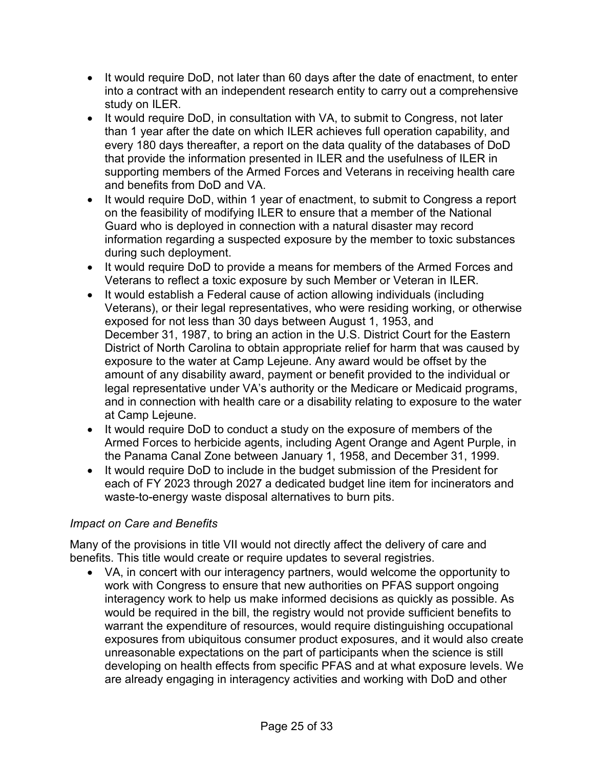- It would require DoD, not later than 60 days after the date of enactment, to enter into a contract with an independent research entity to carry out a comprehensive study on ILER.
- It would require DoD, in consultation with VA, to submit to Congress, not later than 1 year after the date on which ILER achieves full operation capability, and every 180 days thereafter, a report on the data quality of the databases of DoD that provide the information presented in ILER and the usefulness of ILER in supporting members of the Armed Forces and Veterans in receiving health care and benefits from DoD and VA.
- It would require DoD, within 1 year of enactment, to submit to Congress a report on the feasibility of modifying ILER to ensure that a member of the National Guard who is deployed in connection with a natural disaster may record information regarding a suspected exposure by the member to toxic substances during such deployment.
- It would require DoD to provide a means for members of the Armed Forces and Veterans to reflect a toxic exposure by such Member or Veteran in ILER.
- It would establish a Federal cause of action allowing individuals (including Veterans), or their legal representatives, who were residing working, or otherwise exposed for not less than 30 days between August 1, 1953, and December 31, 1987, to bring an action in the U.S. District Court for the Eastern District of North Carolina to obtain appropriate relief for harm that was caused by exposure to the water at Camp Lejeune. Any award would be offset by the amount of any disability award, payment or benefit provided to the individual or legal representative under VA's authority or the Medicare or Medicaid programs, and in connection with health care or a disability relating to exposure to the water at Camp Lejeune.
- It would require DoD to conduct a study on the exposure of members of the Armed Forces to herbicide agents, including Agent Orange and Agent Purple, in the Panama Canal Zone between January 1, 1958, and December 31, 1999.
- It would require DoD to include in the budget submission of the President for each of FY 2023 through 2027 a dedicated budget line item for incinerators and waste-to-energy waste disposal alternatives to burn pits.

*Impact on Care and Benefits*

Many of the provisions in title VII would not directly affect the delivery of care and benefits. This title would create or require updates to several registries.

- VA, in concert with our interagency partners, would welcome the opportunity to work with Congress to ensure that new authorities on PFAS support ongoing interagency work to help us make informed decisions as quickly as possible. As would be required in the bill, the registry would not provide sufficient benefits to warrant the expenditure of resources, would require distinguishing occupational exposures from ubiquitous consumer product exposures, and it would also create unreasonable expectations on the part of participants when the science is still developing on health effects from specific PFAS and at what exposure levels. We are already engaging in interagency activities and working with DoD and other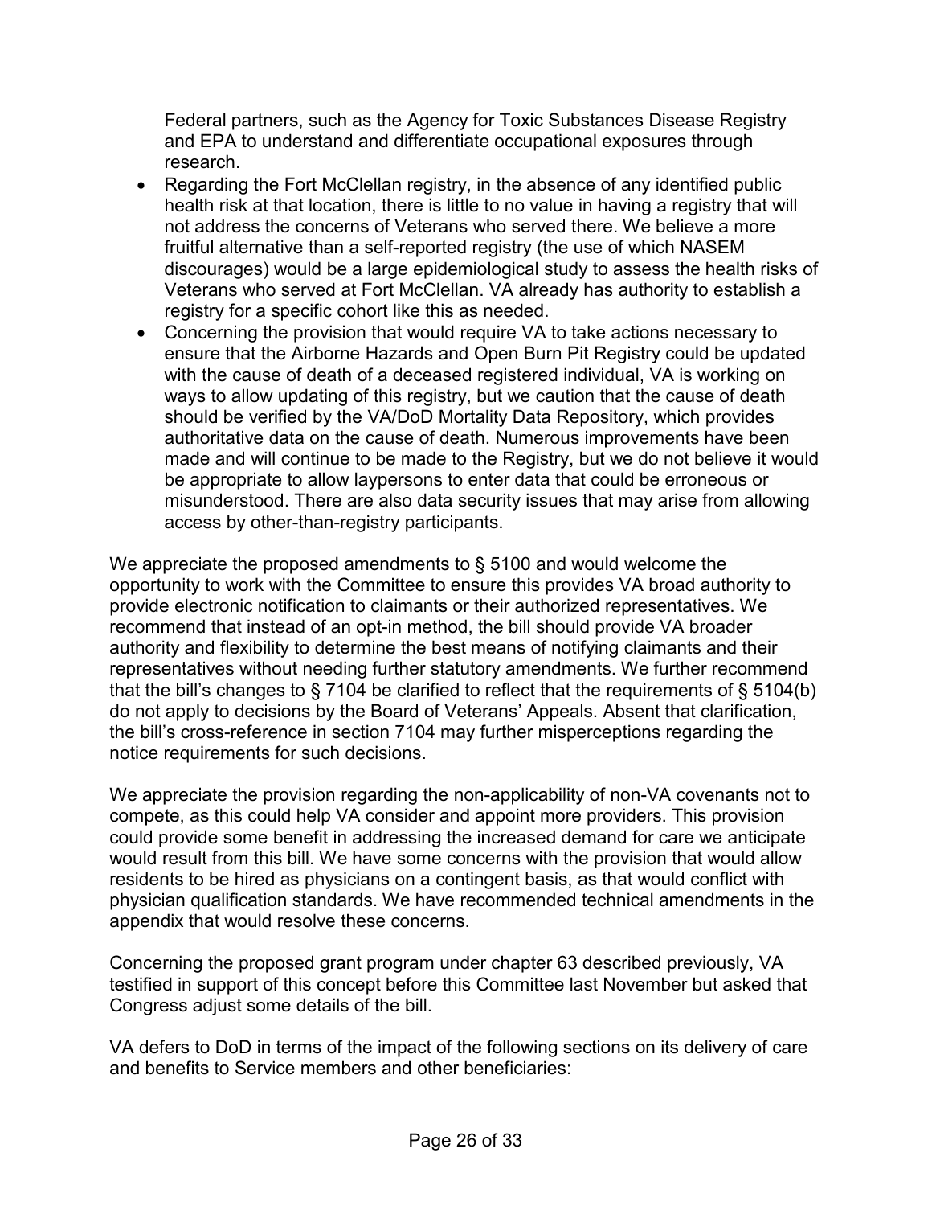Federal partners, such as the Agency for Toxic Substances Disease Registry and EPA to understand and differentiate occupational exposures through research.

- Regarding the Fort McClellan registry, in the absence of any identified public health risk at that location, there is little to no value in having a registry that will not address the concerns of Veterans who served there. We believe a more fruitful alternative than a self-reported registry (the use of which NASEM discourages) would be a large epidemiological study to assess the health risks of Veterans who served at Fort McClellan. VA already has authority to establish a registry for a specific cohort like this as needed.
- Concerning the provision that would require VA to take actions necessary to ensure that the Airborne Hazards and Open Burn Pit Registry could be updated with the cause of death of a deceased registered individual, VA is working on ways to allow updating of this registry, but we caution that the cause of death should be verified by the VA/DoD Mortality Data Repository, which provides authoritative data on the cause of death. Numerous improvements have been made and will continue to be made to the Registry, but we do not believe it would be appropriate to allow laypersons to enter data that could be erroneous or misunderstood. There are also data security issues that may arise from allowing access by other-than-registry participants.

We appreciate the proposed amendments to § 5100 and would welcome the opportunity to work with the Committee to ensure this provides VA broad authority to provide electronic notification to claimants or their authorized representatives. We recommend that instead of an opt-in method, the bill should provide VA broader authority and flexibility to determine the best means of notifying claimants and their representatives without needing further statutory amendments. We further recommend that the bill's changes to § 7104 be clarified to reflect that the requirements of § 5104(b) do not apply to decisions by the Board of Veterans' Appeals. Absent that clarification, the bill's cross-reference in section 7104 may further misperceptions regarding the notice requirements for such decisions.

We appreciate the provision regarding the non-applicability of non-VA covenants not to compete, as this could help VA consider and appoint more providers. This provision could provide some benefit in addressing the increased demand for care we anticipate would result from this bill. We have some concerns with the provision that would allow residents to be hired as physicians on a contingent basis, as that would conflict with physician qualification standards. We have recommended technical amendments in the appendix that would resolve these concerns.

Concerning the proposed grant program under chapter 63 described previously, VA testified in support of this concept before this Committee last November but asked that Congress adjust some details of the bill.

VA defers to DoD in terms of the impact of the following sections on its delivery of care and benefits to Service members and other beneficiaries: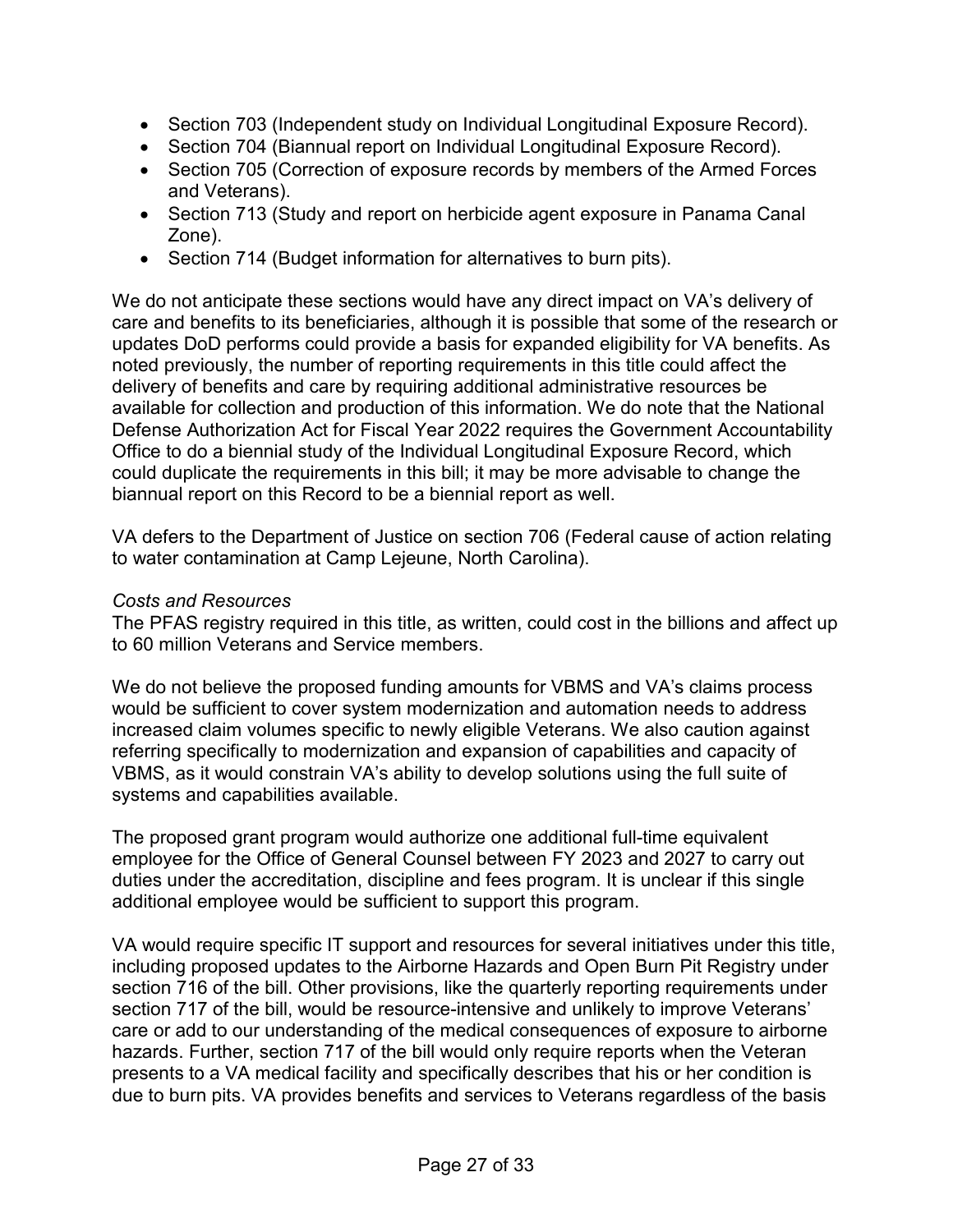- Section 703 (Independent study on Individual Longitudinal Exposure Record).
- Section 704 (Biannual report on Individual Longitudinal Exposure Record).
- Section 705 (Correction of exposure records by members of the Armed Forces and Veterans).
- Section 713 (Study and report on herbicide agent exposure in Panama Canal Zone).
- Section 714 (Budget information for alternatives to burn pits).

We do not anticipate these sections would have any direct impact on VA's delivery of care and benefits to its beneficiaries, although it is possible that some of the research or updates DoD performs could provide a basis for expanded eligibility for VA benefits. As noted previously, the number of reporting requirements in this title could affect the delivery of benefits and care by requiring additional administrative resources be available for collection and production of this information. We do note that the National Defense Authorization Act for Fiscal Year 2022 requires the Government Accountability Office to do a biennial study of the Individual Longitudinal Exposure Record, which could duplicate the requirements in this bill; it may be more advisable to change the biannual report on this Record to be a biennial report as well.

VA defers to the Department of Justice on section 706 (Federal cause of action relating to water contamination at Camp Lejeune, North Carolina).

*Costs and Resources*

The PFAS registry required in this title, as written, could cost in the billions and affect up to 60 million Veterans and Service members.

We do not believe the proposed funding amounts for VBMS and VA's claims process would be sufficient to cover system modernization and automation needs to address increased claim volumes specific to newly eligible Veterans. We also caution against referring specifically to modernization and expansion of capabilities and capacity of VBMS, as it would constrain VA's ability to develop solutions using the full suite of systems and capabilities available.

The proposed grant program would authorize one additional full-time equivalent employee for the Office of General Counsel between FY 2023 and 2027 to carry out duties under the accreditation, discipline and fees program. It is unclear if this single additional employee would be sufficient to support this program.

VA would require specific IT support and resources for several initiatives under this title, including proposed updates to the Airborne Hazards and Open Burn Pit Registry under section 716 of the bill. Other provisions, like the quarterly reporting requirements under section 717 of the bill, would be resource-intensive and unlikely to improve Veterans' care or add to our understanding of the medical consequences of exposure to airborne hazards. Further, section 717 of the bill would only require reports when the Veteran presents to a VA medical facility and specifically describes that his or her condition is due to burn pits. VA provides benefits and services to Veterans regardless of the basis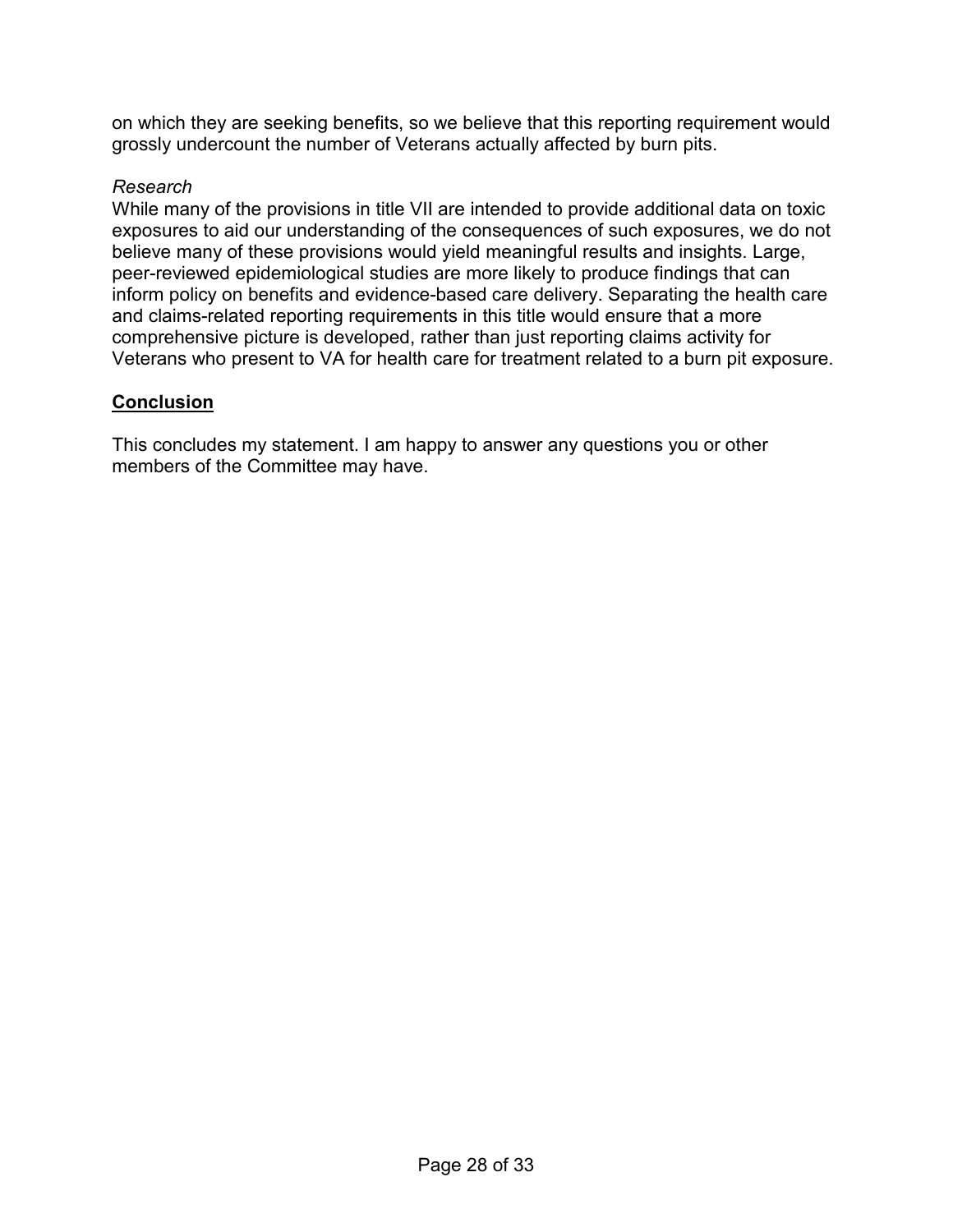on which they are seeking benefits, so we believe that this reporting requirement would grossly undercount the number of Veterans actually affected by burn pits.

*Research*

While many of the provisions in title VII are intended to provide additional data on toxic exposures to aid our understanding of the consequences of such exposures, we do not believe many of these provisions would yield meaningful results and insights. Large, peer-reviewed epidemiological studies are more likely to produce findings that can inform policy on benefits and evidence-based care delivery. Separating the health care and claims-related reporting requirements in this title would ensure that a more comprehensive picture is developed, rather than just reporting claims activity for Veterans who present to VA for health care for treatment related to a burn pit exposure.

## Conclusion

This concludes my statement. I am happy to answer any questions you or other members of the Committee may have.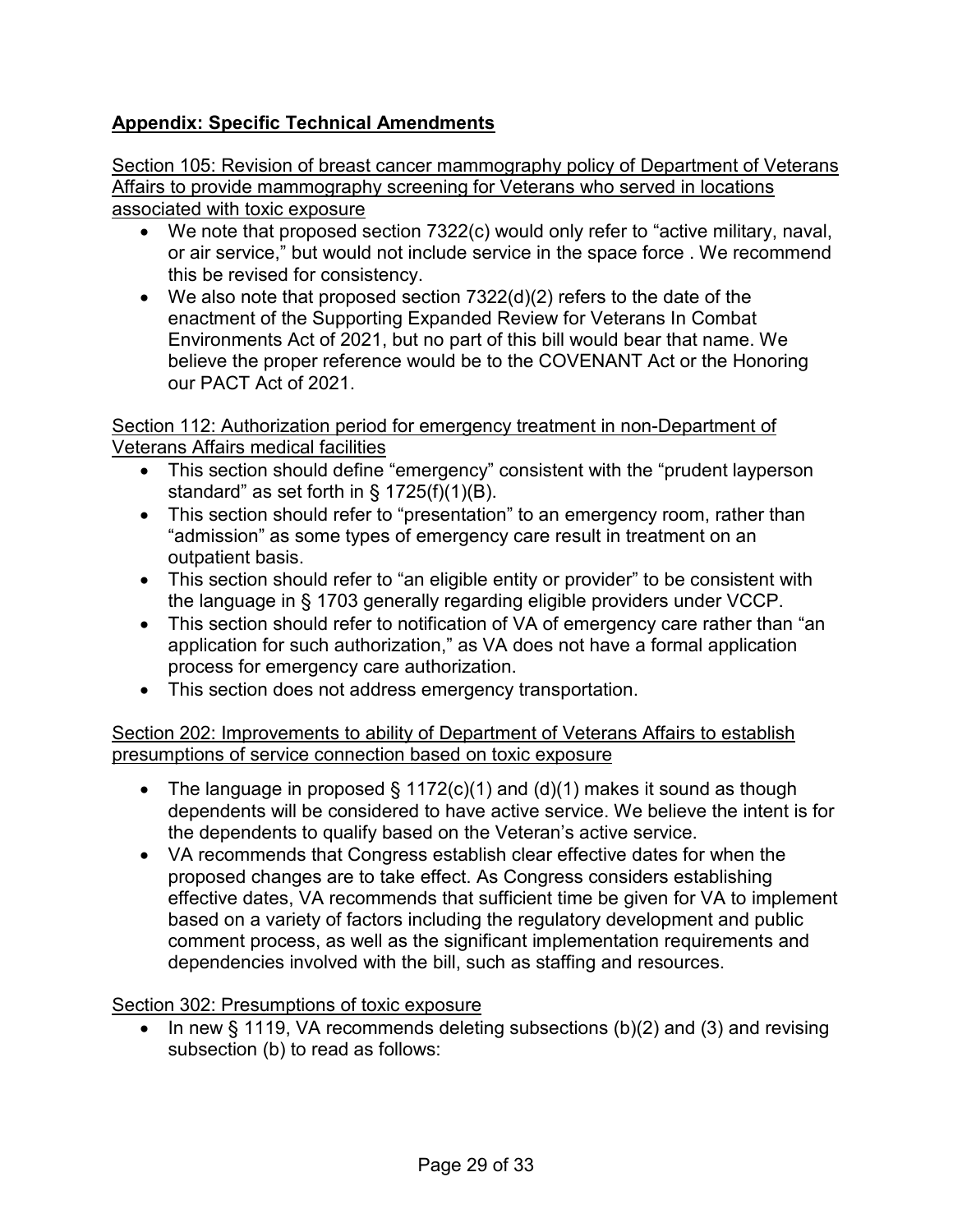## **Appendix: Specific Technical Amendments**

Section 105: Revision of breast cancer mammography policy of Department of Veterans Affairs to provide mammography screening for Veterans who served in locations associated with toxic exposure

- We note that proposed section 7322(c) would only refer to "active military, naval, or air service," but would not include service in the space force . We recommend this be revised for consistency.
- We also note that proposed section 7322(d)(2) refers to the date of the enactment of the Supporting Expanded Review for Veterans In Combat Environments Act of 2021, but no part of this bill would bear that name. We believe the proper reference would be to the COVENANT Act or the Honoring our PACT Act of 2021.

Section 112: Authorization period for emergency treatment in non-Department of Veterans Affairs medical facilities

- This section should define "emergency" consistent with the "prudent layperson standard" as set forth in § 1725(f)(1)(B).
- This section should refer to "presentation" to an emergency room, rather than "admission" as some types of emergency care result in treatment on an outpatient basis.
- This section should refer to "an eligible entity or provider" to be consistent with the language in § 1703 generally regarding eligible providers under VCCP.
- This section should refer to notification of VA of emergency care rather than "an application for such authorization," as VA does not have a formal application process for emergency care authorization.
- This section does not address emergency transportation.

Section 202: Improvements to ability of Department of Veterans Affairs to establish presumptions of service connection based on toxic exposure

- The language in proposed § 1172(c)(1) and (d)(1) makes it sound as though dependents will be considered to have active service. We believe the intent is for the dependents to qualify based on the Veteran's active service.
- VA recommends that Congress establish clear effective dates for when the proposed changes are to take effect. As Congress considers establishing effective dates, VA recommends that sufficient time be given for VA to implement based on a variety of factors including the regulatory development and public comment process, as well as the significant implementation requirements and dependencies involved with the bill, such as staffing and resources.

Section 302: Presumptions of toxic exposure

- In new § 1119, VA recommends deleting subsections (b)(2) and (3) and revising subsection (b) to read as follows: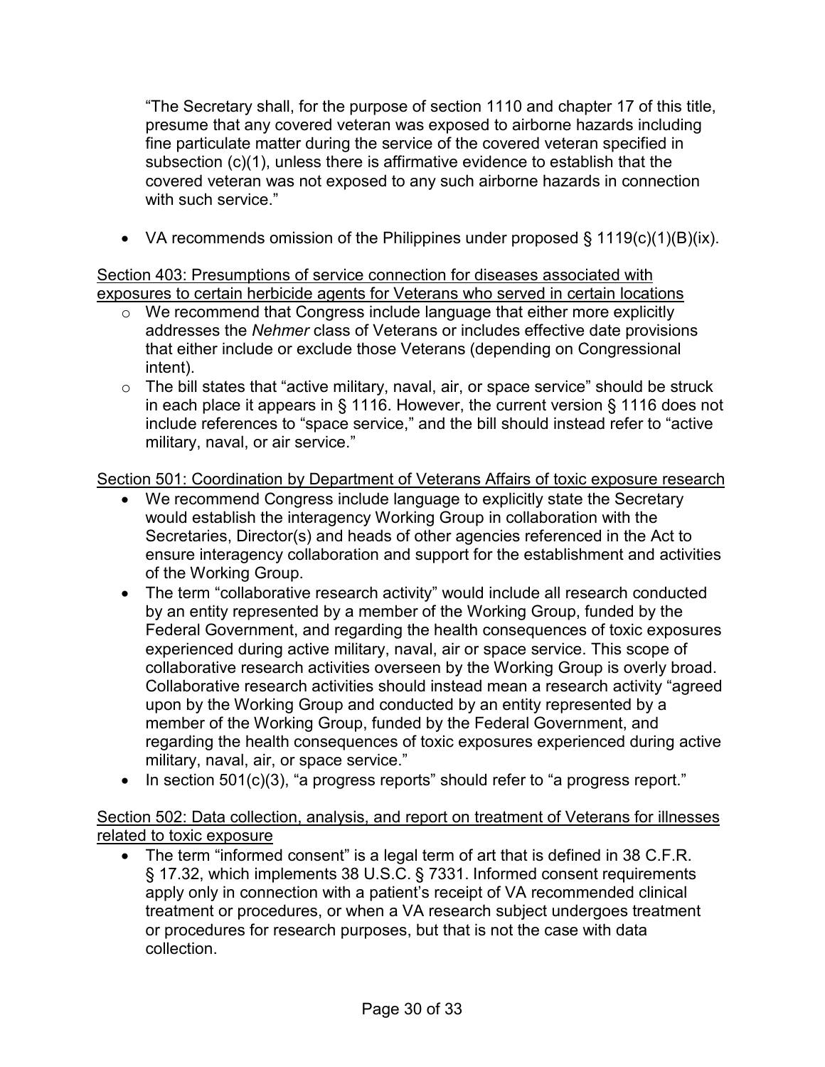"The Secretary shall, for the purpose of section 1110 and chapter 17 of this title, presume that any covered veteran was exposed to airborne hazards including fine particulate matter during the service of the covered veteran specified in subsection (c)(1), unless there is affirmative evidence to establish that the covered veteran was not exposed to any such airborne hazards in connection with such service."

- VA recommends omission of the Philippines under proposed § 1119(c)(1)(B)(ix).

Section 403: Presumptions of service connection for diseases associated with exposures to certain herbicide agents for Veterans who served in certain locations

- We recommend that Congress include language that either more explicitly addresses the *Nehmer* class of Veterans or includes effective date provisions that either include or exclude those Veterans (depending on Congressional intent).
- The bill states that "active military, naval, air, or space service" should be struck in each place it appears in § 1116. However, the current version § 1116 does not include references to "space service," and the bill should instead refer to "active military, naval, or air service."

Section 501: Coordination by Department of Veterans Affairs of toxic exposure research

- We recommend Congress include language to explicitly state the Secretary would establish the interagency Working Group in collaboration with the Secretaries, Director(s) and heads of other agencies referenced in the Act to ensure interagency collaboration and support for the establishment and activities of the Working Group.
- The term "collaborative research activity" would include all research conducted by an entity represented by a member of the Working Group, funded by the Federal Government, and regarding the health consequences of toxic exposures experienced during active military, naval, air or space service. This scope of collaborative research activities overseen by the Working Group is overly broad. Collaborative research activities should instead mean a research activity "agreed upon by the Working Group and conducted by an entity represented by a member of the Working Group, funded by the Federal Government, and regarding the health consequences of toxic exposures experienced during active military, naval, air, or space service."
- In section 501(c)(3), "a progress reports" should refer to "a progress report."

Section 502: Data collection, analysis, and report on treatment of Veterans for illnesses related to toxic exposure

- The term "informed consent" is a legal term of art that is defined in 38 C.F.R. § 17.32, which implements 38 U.S.C. § 7331. Informed consent requirements apply only in connection with a patient's receipt of VA recommended clinical treatment or procedures, or when a VA research subject undergoes treatment or procedures for research purposes, but that is not the case with data collection.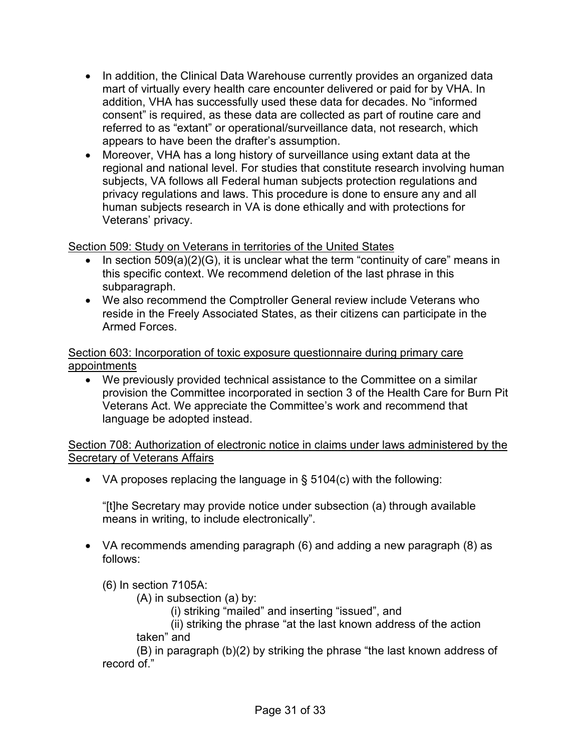- In addition, the Clinical Data Warehouse currently provides an organized data mart of virtually every health care encounter delivered or paid for by VHA. In addition, VHA has successfully used these data for decades. No "informed consent" is required, as these data are collected as part of routine care and referred to as "extant" or operational/surveillance data, not research, which appears to have been the drafter's assumption.
- Moreover, VHA has a long history of surveillance using extant data at the regional and national level. For studies that constitute research involving human subjects, VA follows all Federal human subjects protection regulations and privacy regulations and laws. This procedure is done to ensure any and all human subjects research in VA is done ethically and with protections for Veterans' privacy.

<u>Section 509: Study on Veterans in territories of the United States</u>

- In section 509(a)(2)(G), it is unclear what the term "continuity of care" means in this specific context. We recommend deletion of the last phrase in this subparagraph.
- We also recommend the Comptroller General review include Veterans who reside in the Freely Associated States, as their citizens can participate in the Armed Forces.

<u>Section 603: Incorporation of toxic exposure questionnaire during primary care appointments</u>

- We previously provided technical assistance to the Committee on a similar provision the Committee incorporated in section 3 of the Health Care for Burn Pit Veterans Act. We appreciate the Committee's work and recommend that language be adopted instead.

<u>Section 708: Authorization of electronic notice in claims under laws administered by the Secretary of Veterans Affairs</u>

- VA proposes replacing the language in § 5104(c) with the following:

  "[t]he Secretary may provide notice under subsection (a) through available means in writing, to include electronically".

- VA recommends amending paragraph (6) and adding a new paragraph (8) as follows:

  (6) In section 7105A:

  (A) in subsection (a) by:

  (i) striking "mailed" and inserting "issued", and

  (ii) striking the phrase "at the last known address of the action taken" and

  (B) in paragraph (b)(2) by striking the phrase "the last known address of record of."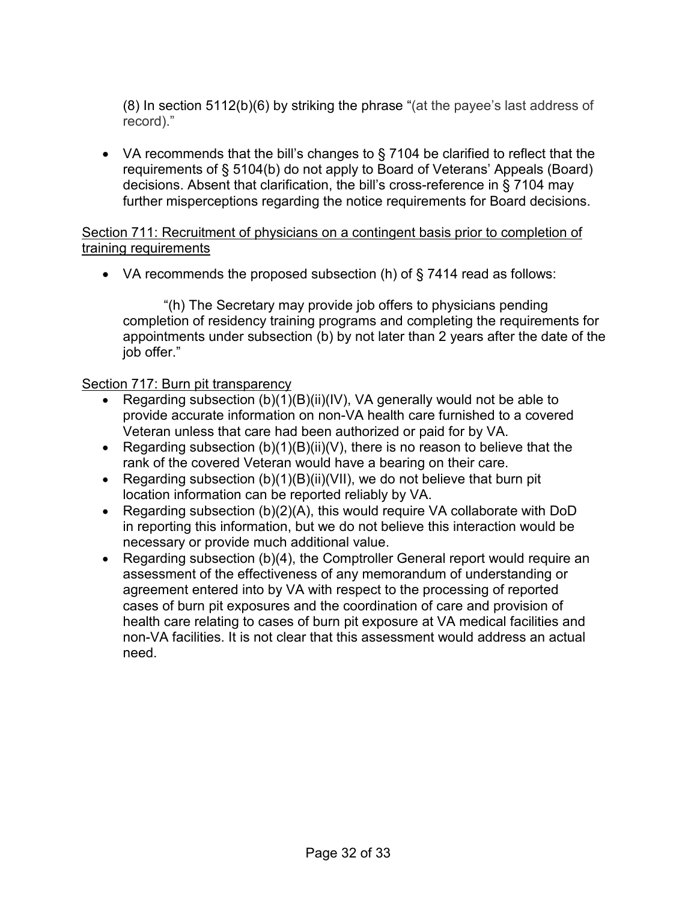(8) In section 5112(b)(6) by striking the phrase "(at the payee's last address of record)."

- VA recommends that the bill's changes to § 7104 be clarified to reflect that the requirements of § 5104(b) do not apply to Board of Veterans' Appeals (Board) decisions. Absent that clarification, the bill's cross-reference in § 7104 may further misperceptions regarding the notice requirements for Board decisions.

<u>Section 711: Recruitment of physicians on a contingent basis prior to completion of training requirements</u>

- VA recommends the proposed subsection (h) of § 7414 read as follows:

  "(h) The Secretary may provide job offers to physicians pending completion of residency training programs and completing the requirements for appointments under subsection (b) by not later than 2 years after the date of the job offer."

<u>Section 717: Burn pit transparency</u>

- Regarding subsection (b)(1)(B)(ii)(IV), VA generally would not be able to provide accurate information on non-VA health care furnished to a covered Veteran unless that care had been authorized or paid for by VA.
- Regarding subsection (b)(1)(B)(ii)(V), there is no reason to believe that the rank of the covered Veteran would have a bearing on their care.
- Regarding subsection (b)(1)(B)(ii)(VII), we do not believe that burn pit location information can be reported reliably by VA.
- Regarding subsection (b)(2)(A), this would require VA collaborate with DoD in reporting this information, but we do not believe this interaction would be necessary or provide much additional value.
- Regarding subsection (b)(4), the Comptroller General report would require an assessment of the effectiveness of any memorandum of understanding or agreement entered into by VA with respect to the processing of reported cases of burn pit exposures and the coordination of care and provision of health care relating to cases of burn pit exposure at VA medical facilities and non-VA facilities. It is not clear that this assessment would address an actual need.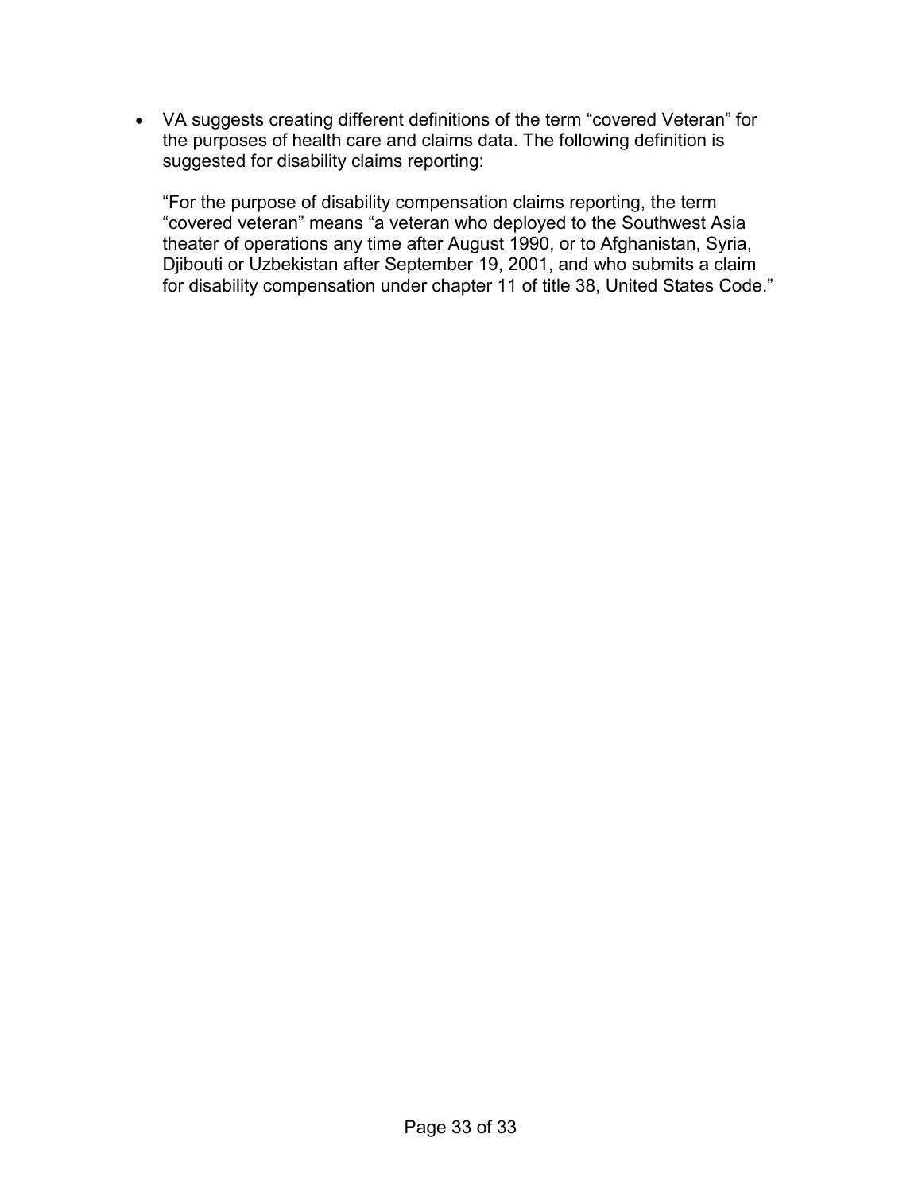- VA suggests creating different definitions of the term “covered Veteran” for the purposes of health care and claims data. The following definition is suggested for disability claims reporting:

  “For the purpose of disability compensation claims reporting, the term “covered veteran” means “a veteran who deployed to the Southwest Asia theater of operations any time after August 1990, or to Afghanistan, Syria, Djibouti or Uzbekistan after September 19, 2001, and who submits a claim for disability compensation under chapter 11 of title 38, United States Code.”